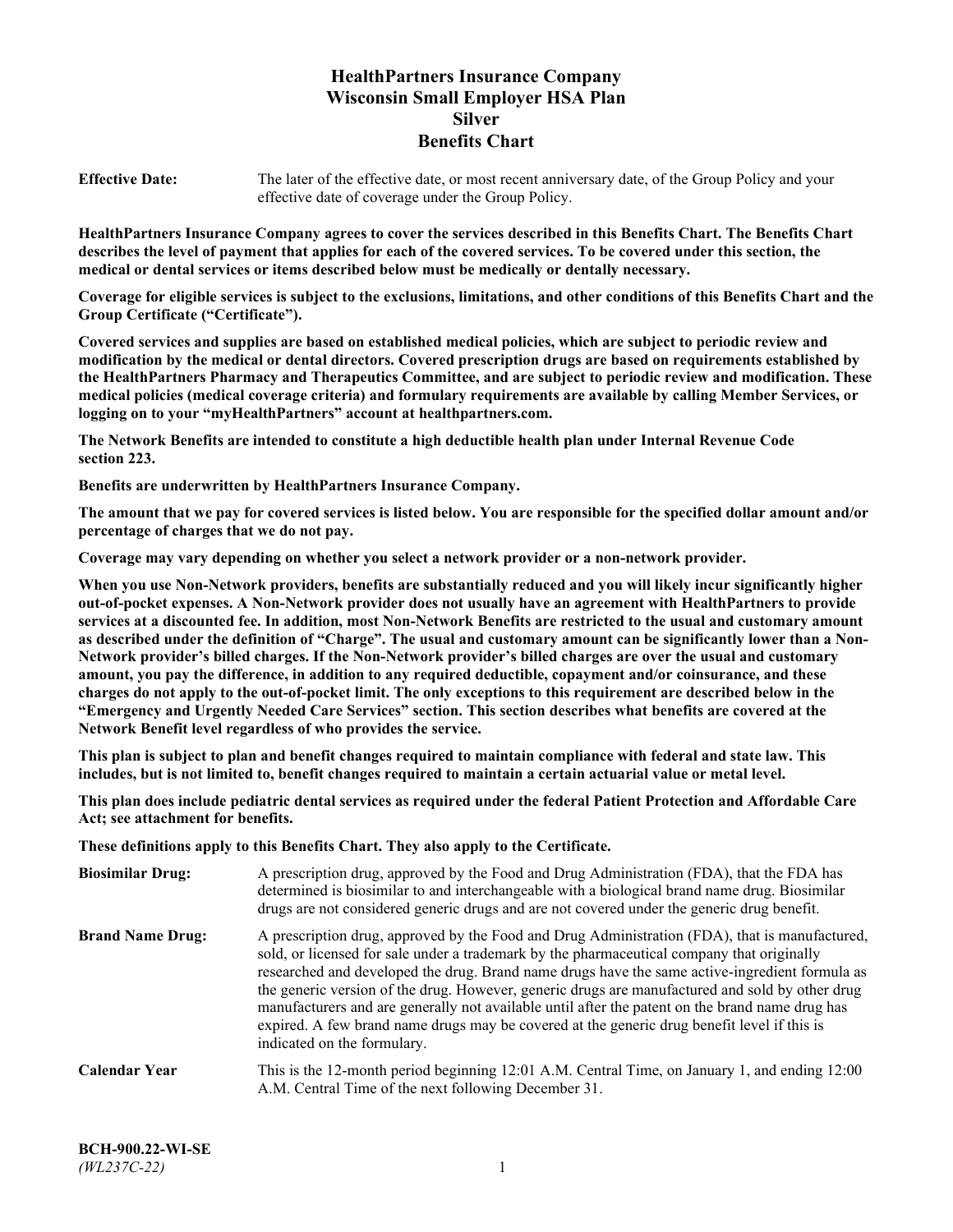# HealthPartners Insurance Company
# Wisconsin Small Employer HSA Plan
# Silver
# Benefits Chart

**Effective Date:** The later of the effective date, or most recent anniversary date, of the Group Policy and your effective date of coverage under the Group Policy.

**HealthPartners Insurance Company agrees to cover the services described in this Benefits Chart. The Benefits Chart describes the level of payment that applies for each of the covered services. To be covered under this section, the medical or dental services or items described below must be medically or dentally necessary.**

**Coverage for eligible services is subject to the exclusions, limitations, and other conditions of this Benefits Chart and the Group Certificate ("Certificate").**

**Covered services and supplies are based on established medical policies, which are subject to periodic review and modification by the medical or dental directors. Covered prescription drugs are based on requirements established by the HealthPartners Pharmacy and Therapeutics Committee, and are subject to periodic review and modification. These medical policies (medical coverage criteria) and formulary requirements are available by calling Member Services, or logging on to your "myHealthPartners" account at healthpartners.com.**

**The Network Benefits are intended to constitute a high deductible health plan under Internal Revenue Code section 223.**

**Benefits are underwritten by HealthPartners Insurance Company.**

**The amount that we pay for covered services is listed below. You are responsible for the specified dollar amount and/or percentage of charges that we do not pay.**

**Coverage may vary depending on whether you select a network provider or a non-network provider.**

**When you use Non-Network providers, benefits are substantially reduced and you will likely incur significantly higher out-of-pocket expenses. A Non-Network provider does not usually have an agreement with HealthPartners to provide services at a discounted fee. In addition, most Non-Network Benefits are restricted to the usual and customary amount as described under the definition of "Charge". The usual and customary amount can be significantly lower than a Non-Network provider's billed charges. If the Non-Network provider's billed charges are over the usual and customary amount, you pay the difference, in addition to any required deductible, copayment and/or coinsurance, and these charges do not apply to the out-of-pocket limit. The only exceptions to this requirement are described below in the "Emergency and Urgently Needed Care Services" section. This section describes what benefits are covered at the Network Benefit level regardless of who provides the service.**

**This plan is subject to plan and benefit changes required to maintain compliance with federal and state law. This includes, but is not limited to, benefit changes required to maintain a certain actuarial value or metal level.**

**This plan does include pediatric dental services as required under the federal Patient Protection and Affordable Care Act; see attachment for benefits.**

**These definitions apply to this Benefits Chart. They also apply to the Certificate.**

**Biosimilar Drug:** A prescription drug, approved by the Food and Drug Administration (FDA), that the FDA has determined is biosimilar to and interchangeable with a biological brand name drug. Biosimilar drugs are not considered generic drugs and are not covered under the generic drug benefit.

**Brand Name Drug:** A prescription drug, approved by the Food and Drug Administration (FDA), that is manufactured, sold, or licensed for sale under a trademark by the pharmaceutical company that originally researched and developed the drug. Brand name drugs have the same active-ingredient formula as the generic version of the drug. However, generic drugs are manufactured and sold by other drug manufacturers and are generally not available until after the patent on the brand name drug has expired. A few brand name drugs may be covered at the generic drug benefit level if this is indicated on the formulary.

**Calendar Year** This is the 12-month period beginning 12:01 A.M. Central Time, on January 1, and ending 12:00 A.M. Central Time of the next following December 31.

**BCH-900.22-WI-SE**
*(WL237C-22)*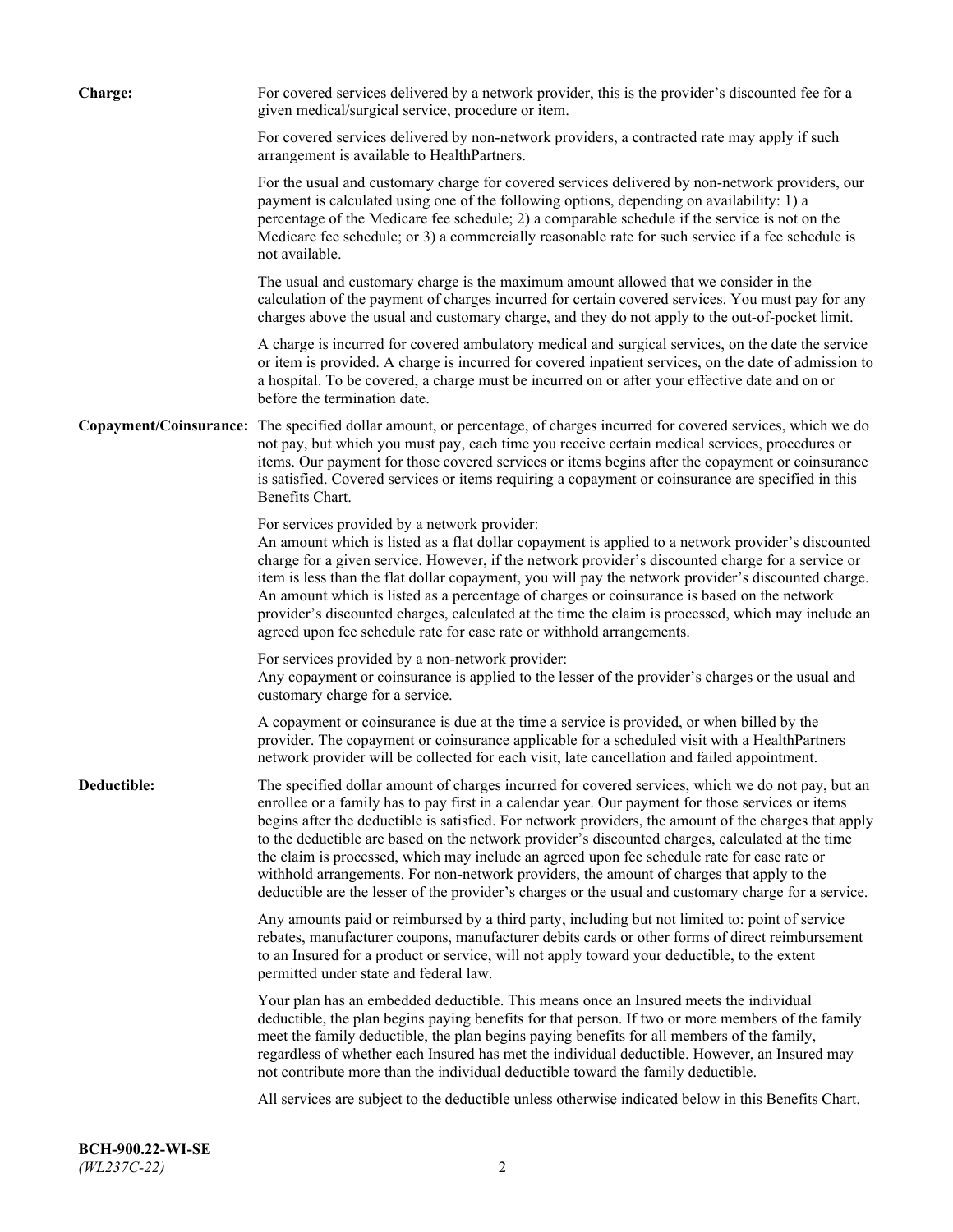**Charge:** For covered services delivered by a network provider, this is the provider's discounted fee for a given medical/surgical service, procedure or item.

For covered services delivered by non-network providers, a contracted rate may apply if such arrangement is available to HealthPartners.

For the usual and customary charge for covered services delivered by non-network providers, our payment is calculated using one of the following options, depending on availability: 1) a percentage of the Medicare fee schedule; 2) a comparable schedule if the service is not on the Medicare fee schedule; or 3) a commercially reasonable rate for such service if a fee schedule is not available.

The usual and customary charge is the maximum amount allowed that we consider in the calculation of the payment of charges incurred for certain covered services. You must pay for any charges above the usual and customary charge, and they do not apply to the out-of-pocket limit.

A charge is incurred for covered ambulatory medical and surgical services, on the date the service or item is provided. A charge is incurred for covered inpatient services, on the date of admission to a hospital. To be covered, a charge must be incurred on or after your effective date and on or before the termination date.

**Copayment/Coinsurance:** The specified dollar amount, or percentage, of charges incurred for covered services, which we do not pay, but which you must pay, each time you receive certain medical services, procedures or items. Our payment for those covered services or items begins after the copayment or coinsurance is satisfied. Covered services or items requiring a copayment or coinsurance are specified in this Benefits Chart.

For services provided by a network provider:
An amount which is listed as a flat dollar copayment is applied to a network provider's discounted charge for a given service. However, if the network provider's discounted charge for a service or item is less than the flat dollar copayment, you will pay the network provider's discounted charge. An amount which is listed as a percentage of charges or coinsurance is based on the network provider's discounted charges, calculated at the time the claim is processed, which may include an agreed upon fee schedule rate for case rate or withhold arrangements.

For services provided by a non-network provider:
Any copayment or coinsurance is applied to the lesser of the provider's charges or the usual and customary charge for a service.

A copayment or coinsurance is due at the time a service is provided, or when billed by the provider. The copayment or coinsurance applicable for a scheduled visit with a HealthPartners network provider will be collected for each visit, late cancellation and failed appointment.

**Deductible:** The specified dollar amount of charges incurred for covered services, which we do not pay, but an enrollee or a family has to pay first in a calendar year. Our payment for those services or items begins after the deductible is satisfied. For network providers, the amount of the charges that apply to the deductible are based on the network provider's discounted charges, calculated at the time the claim is processed, which may include an agreed upon fee schedule rate for case rate or withhold arrangements. For non-network providers, the amount of charges that apply to the deductible are the lesser of the provider's charges or the usual and customary charge for a service.

Any amounts paid or reimbursed by a third party, including but not limited to: point of service rebates, manufacturer coupons, manufacturer debits cards or other forms of direct reimbursement to an Insured for a product or service, will not apply toward your deductible, to the extent permitted under state and federal law.

Your plan has an embedded deductible. This means once an Insured meets the individual deductible, the plan begins paying benefits for that person. If two or more members of the family meet the family deductible, the plan begins paying benefits for all members of the family, regardless of whether each Insured has met the individual deductible. However, an Insured may not contribute more than the individual deductible toward the family deductible.

All services are subject to the deductible unless otherwise indicated below in this Benefits Chart.

**BCH-900.22-WI-SE**
*(WL237C-22)*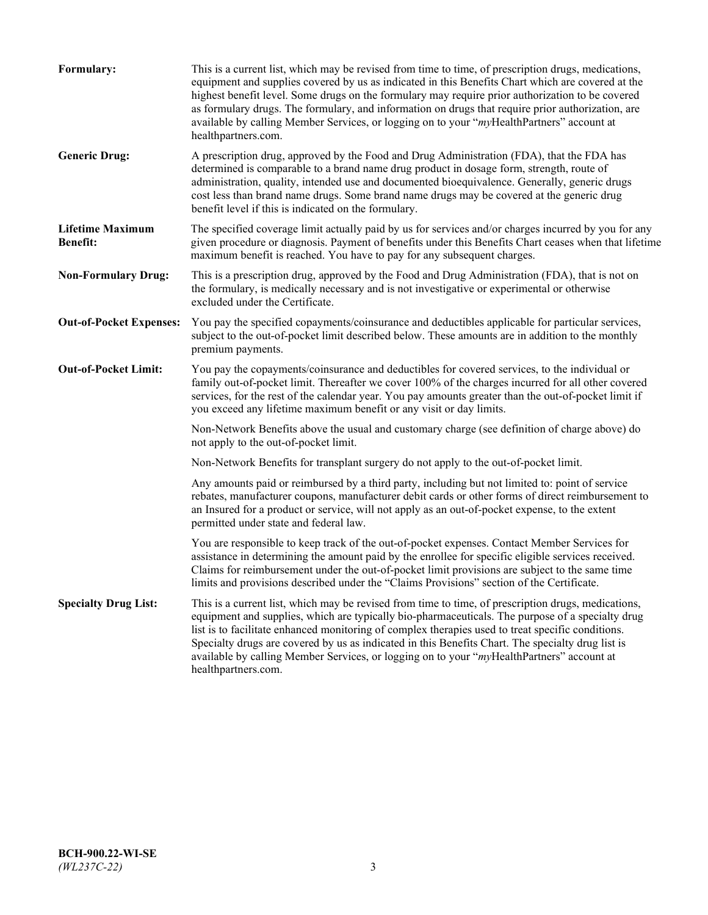**Formulary:** This is a current list, which may be revised from time to time, of prescription drugs, medications, equipment and supplies covered by us as indicated in this Benefits Chart which are covered at the highest benefit level. Some drugs on the formulary may require prior authorization to be covered as formulary drugs. The formulary, and information on drugs that require prior authorization, are available by calling Member Services, or logging on to your "*my*HealthPartners" account at healthpartners.com.

**Generic Drug:** A prescription drug, approved by the Food and Drug Administration (FDA), that the FDA has determined is comparable to a brand name drug product in dosage form, strength, route of administration, quality, intended use and documented bioequivalence. Generally, generic drugs cost less than brand name drugs. Some brand name drugs may be covered at the generic drug benefit level if this is indicated on the formulary.

**Lifetime Maximum Benefit:** The specified coverage limit actually paid by us for services and/or charges incurred by you for any given procedure or diagnosis. Payment of benefits under this Benefits Chart ceases when that lifetime maximum benefit is reached. You have to pay for any subsequent charges.

**Non-Formulary Drug:** This is a prescription drug, approved by the Food and Drug Administration (FDA), that is not on the formulary, is medically necessary and is not investigative or experimental or otherwise excluded under the Certificate.

**Out-of-Pocket Expenses:** You pay the specified copayments/coinsurance and deductibles applicable for particular services, subject to the out-of-pocket limit described below. These amounts are in addition to the monthly premium payments.

**Out-of-Pocket Limit:** You pay the copayments/coinsurance and deductibles for covered services, to the individual or family out-of-pocket limit. Thereafter we cover 100% of the charges incurred for all other covered services, for the rest of the calendar year. You pay amounts greater than the out-of-pocket limit if you exceed any lifetime maximum benefit or any visit or day limits.

Non-Network Benefits above the usual and customary charge (see definition of charge above) do not apply to the out-of-pocket limit.

Non-Network Benefits for transplant surgery do not apply to the out-of-pocket limit.

Any amounts paid or reimbursed by a third party, including but not limited to: point of service rebates, manufacturer coupons, manufacturer debit cards or other forms of direct reimbursement to an Insured for a product or service, will not apply as an out-of-pocket expense, to the extent permitted under state and federal law.

You are responsible to keep track of the out-of-pocket expenses. Contact Member Services for assistance in determining the amount paid by the enrollee for specific eligible services received. Claims for reimbursement under the out-of-pocket limit provisions are subject to the same time limits and provisions described under the "Claims Provisions" section of the Certificate.

**Specialty Drug List:** This is a current list, which may be revised from time to time, of prescription drugs, medications, equipment and supplies, which are typically bio-pharmaceuticals. The purpose of a specialty drug list is to facilitate enhanced monitoring of complex therapies used to treat specific conditions. Specialty drugs are covered by us as indicated in this Benefits Chart. The specialty drug list is available by calling Member Services, or logging on to your "*my*HealthPartners" account at healthpartners.com.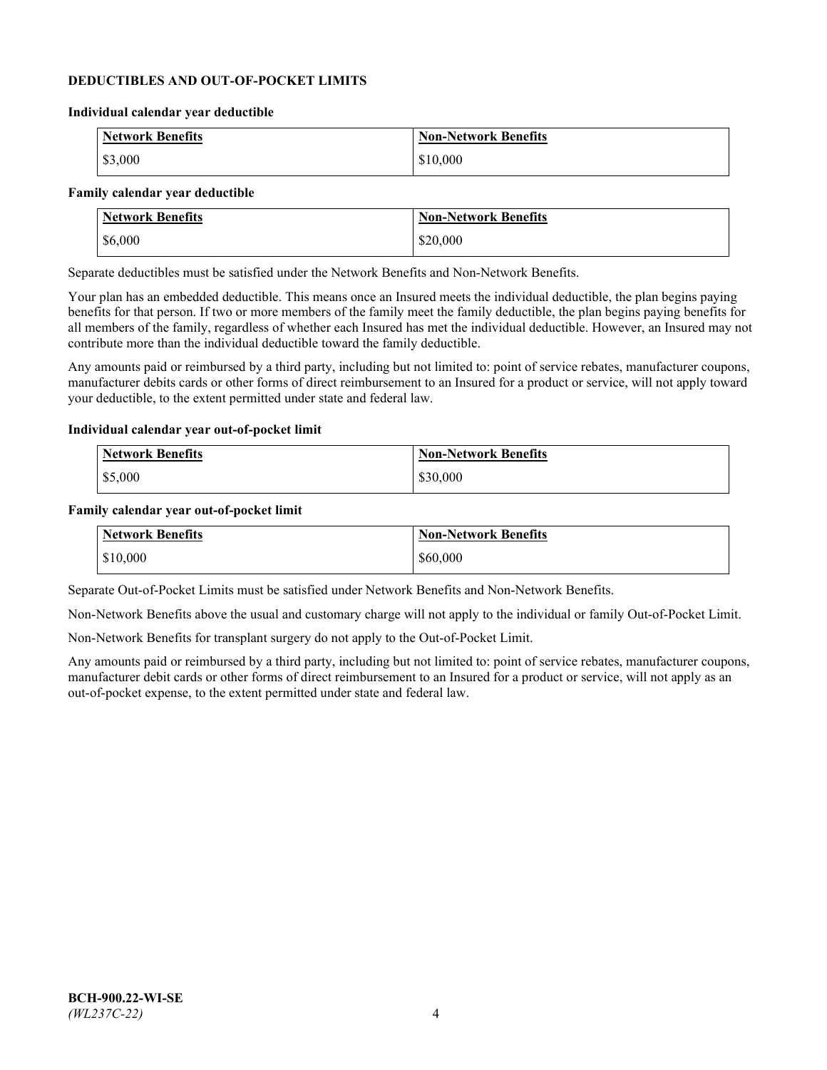## DEDUCTIBLES AND OUT-OF-POCKET LIMITS

**Individual calendar year deductible**

| Network Benefits | Non-Network Benefits |
| --- | --- |
| $3,000 | $10,000 |

**Family calendar year deductible**

| Network Benefits | Non-Network Benefits |
| --- | --- |
| $6,000 | $20,000 |

Separate deductibles must be satisfied under the Network Benefits and Non-Network Benefits.

Your plan has an embedded deductible. This means once an Insured meets the individual deductible, the plan begins paying benefits for that person. If two or more members of the family meet the family deductible, the plan begins paying benefits for all members of the family, regardless of whether each Insured has met the individual deductible. However, an Insured may not contribute more than the individual deductible toward the family deductible.

Any amounts paid or reimbursed by a third party, including but not limited to: point of service rebates, manufacturer coupons, manufacturer debits cards or other forms of direct reimbursement to an Insured for a product or service, will not apply toward your deductible, to the extent permitted under state and federal law.

**Individual calendar year out-of-pocket limit**

| Network Benefits | Non-Network Benefits |
| --- | --- |
| $5,000 | $30,000 |

**Family calendar year out-of-pocket limit**

| Network Benefits | Non-Network Benefits |
| --- | --- |
| $10,000 | $60,000 |

Separate Out-of-Pocket Limits must be satisfied under Network Benefits and Non-Network Benefits.

Non-Network Benefits above the usual and customary charge will not apply to the individual or family Out-of-Pocket Limit.

Non-Network Benefits for transplant surgery do not apply to the Out-of-Pocket Limit.

Any amounts paid or reimbursed by a third party, including but not limited to: point of service rebates, manufacturer coupons, manufacturer debit cards or other forms of direct reimbursement to an Insured for a product or service, will not apply as an out-of-pocket expense, to the extent permitted under state and federal law.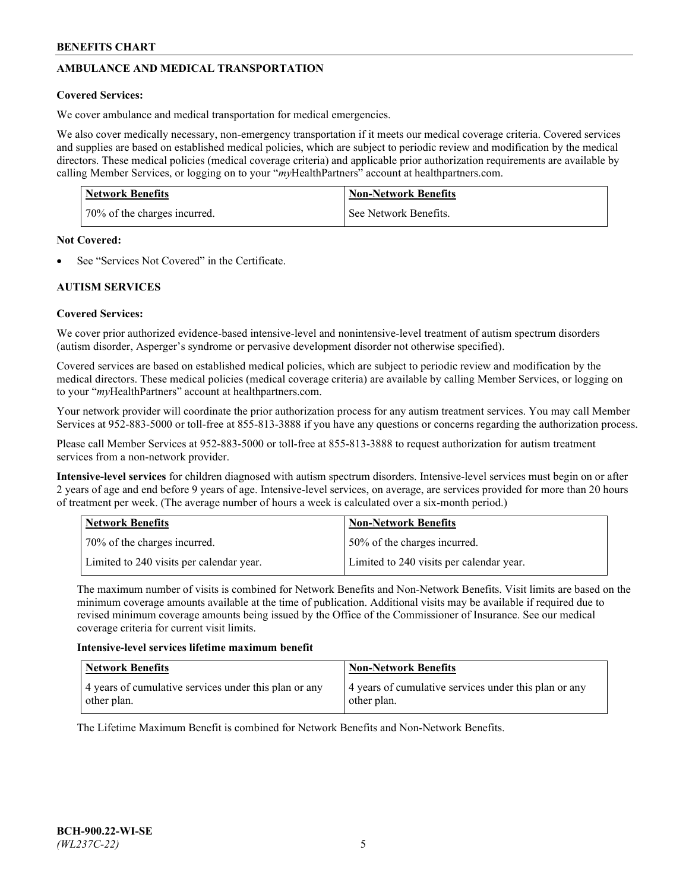## AMBULANCE AND MEDICAL TRANSPORTATION

**Covered Services:**

We cover ambulance and medical transportation for medical emergencies.

We also cover medically necessary, non-emergency transportation if it meets our medical coverage criteria. Covered services and supplies are based on established medical policies, which are subject to periodic review and modification by the medical directors. These medical policies (medical coverage criteria) and applicable prior authorization requirements are available by calling Member Services, or logging on to your "*my*HealthPartners" account at healthpartners.com.

| Network Benefits | Non-Network Benefits |
|---|---|
| 70% of the charges incurred. | See Network Benefits. |

**Not Covered:**

- See "Services Not Covered" in the Certificate.

## AUTISM SERVICES

**Covered Services:**

We cover prior authorized evidence-based intensive-level and nonintensive-level treatment of autism spectrum disorders (autism disorder, Asperger's syndrome or pervasive development disorder not otherwise specified).

Covered services are based on established medical policies, which are subject to periodic review and modification by the medical directors. These medical policies (medical coverage criteria) are available by calling Member Services, or logging on to your "*my*HealthPartners" account at healthpartners.com.

Your network provider will coordinate the prior authorization process for any autism treatment services. You may call Member Services at 952-883-5000 or toll-free at 855-813-3888 if you have any questions or concerns regarding the authorization process.

Please call Member Services at 952-883-5000 or toll-free at 855-813-3888 to request authorization for autism treatment services from a non-network provider.

**Intensive-level services** for children diagnosed with autism spectrum disorders. Intensive-level services must begin on or after 2 years of age and end before 9 years of age. Intensive-level services, on average, are services provided for more than 20 hours of treatment per week. (The average number of hours a week is calculated over a six-month period.)

| Network Benefits | Non-Network Benefits |
|---|---|
| 70% of the charges incurred. | 50% of the charges incurred. |
| Limited to 240 visits per calendar year. | Limited to 240 visits per calendar year. |

The maximum number of visits is combined for Network Benefits and Non-Network Benefits. Visit limits are based on the minimum coverage amounts available at the time of publication. Additional visits may be available if required due to revised minimum coverage amounts being issued by the Office of the Commissioner of Insurance. See our medical coverage criteria for current visit limits.

**Intensive-level services lifetime maximum benefit**

| Network Benefits | Non-Network Benefits |
|---|---|
| 4 years of cumulative services under this plan or any other plan. | 4 years of cumulative services under this plan or any other plan. |

The Lifetime Maximum Benefit is combined for Network Benefits and Non-Network Benefits.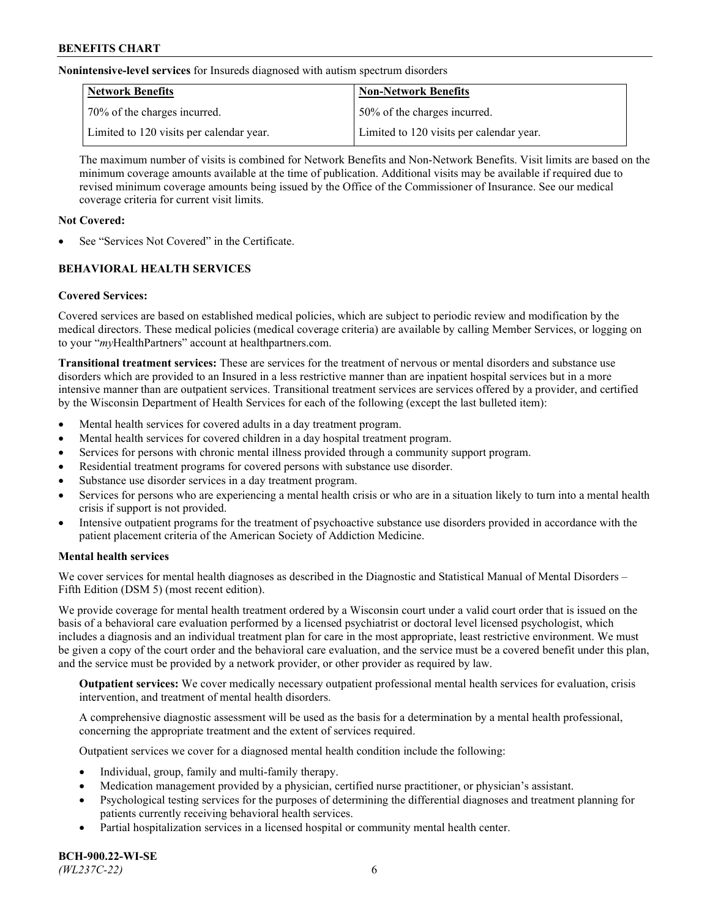**Nonintensive-level services** for Insureds diagnosed with autism spectrum disorders

| Network Benefits | Non-Network Benefits |
|---|---|
| 70% of the charges incurred. | 50% of the charges incurred. |
| Limited to 120 visits per calendar year. | Limited to 120 visits per calendar year. |

The maximum number of visits is combined for Network Benefits and Non-Network Benefits. Visit limits are based on the minimum coverage amounts available at the time of publication. Additional visits may be available if required due to revised minimum coverage amounts being issued by the Office of the Commissioner of Insurance. See our medical coverage criteria for current visit limits.

**Not Covered:**

- See "Services Not Covered" in the Certificate.

## BEHAVIORAL HEALTH SERVICES

**Covered Services:**

Covered services are based on established medical policies, which are subject to periodic review and modification by the medical directors. These medical policies (medical coverage criteria) are available by calling Member Services, or logging on to your "*my*HealthPartners" account at healthpartners.com.

**Transitional treatment services:** These are services for the treatment of nervous or mental disorders and substance use disorders which are provided to an Insured in a less restrictive manner than are inpatient hospital services but in a more intensive manner than are outpatient services. Transitional treatment services are services offered by a provider, and certified by the Wisconsin Department of Health Services for each of the following (except the last bulleted item):

- Mental health services for covered adults in a day treatment program.
- Mental health services for covered children in a day hospital treatment program.
- Services for persons with chronic mental illness provided through a community support program.
- Residential treatment programs for covered persons with substance use disorder.
- Substance use disorder services in a day treatment program.
- Services for persons who are experiencing a mental health crisis or who are in a situation likely to turn into a mental health crisis if support is not provided.
- Intensive outpatient programs for the treatment of psychoactive substance use disorders provided in accordance with the patient placement criteria of the American Society of Addiction Medicine.

**Mental health services**

We cover services for mental health diagnoses as described in the Diagnostic and Statistical Manual of Mental Disorders – Fifth Edition (DSM 5) (most recent edition).

We provide coverage for mental health treatment ordered by a Wisconsin court under a valid court order that is issued on the basis of a behavioral care evaluation performed by a licensed psychiatrist or doctoral level licensed psychologist, which includes a diagnosis and an individual treatment plan for care in the most appropriate, least restrictive environment. We must be given a copy of the court order and the behavioral care evaluation, and the service must be a covered benefit under this plan, and the service must be provided by a network provider, or other provider as required by law.

**Outpatient services:** We cover medically necessary outpatient professional mental health services for evaluation, crisis intervention, and treatment of mental health disorders.

A comprehensive diagnostic assessment will be used as the basis for a determination by a mental health professional, concerning the appropriate treatment and the extent of services required.

Outpatient services we cover for a diagnosed mental health condition include the following:

- Individual, group, family and multi-family therapy.
- Medication management provided by a physician, certified nurse practitioner, or physician's assistant.
- Psychological testing services for the purposes of determining the differential diagnoses and treatment planning for patients currently receiving behavioral health services.
- Partial hospitalization services in a licensed hospital or community mental health center.

BCH-900.22-WI-SE
*(WL237C-22)*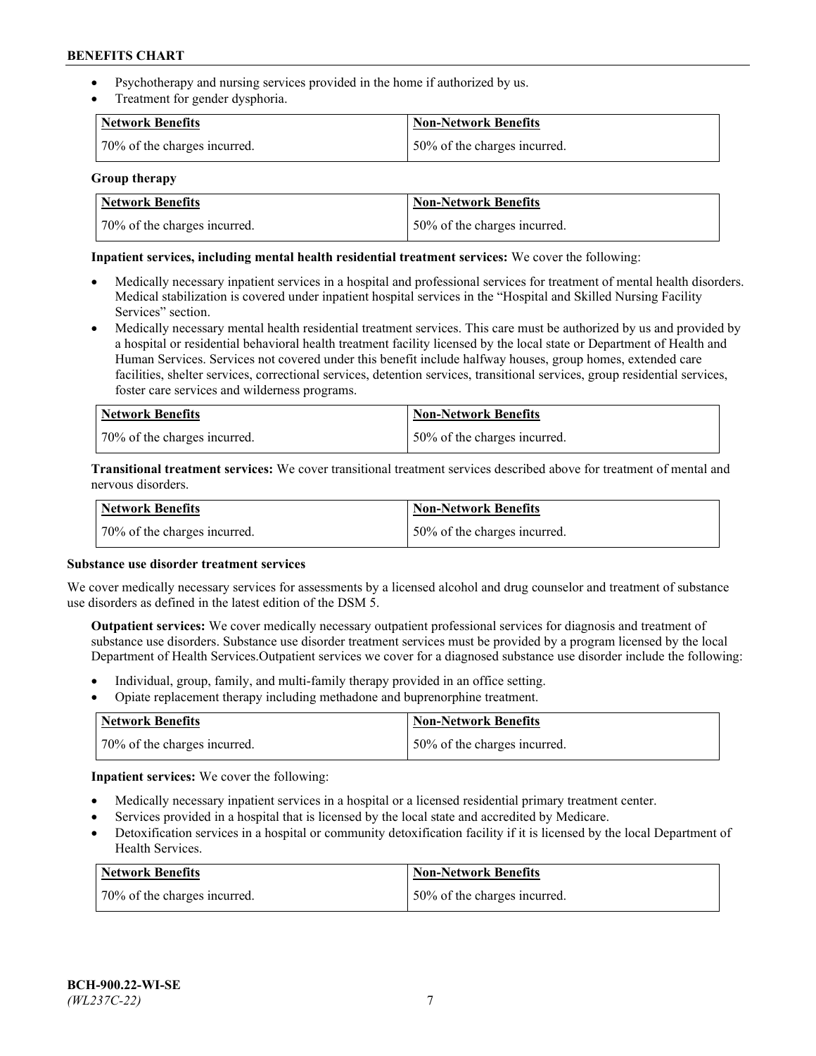- Psychotherapy and nursing services provided in the home if authorized by us.
- Treatment for gender dysphoria.

| Network Benefits | Non-Network Benefits |
| --- | --- |
| 70% of the charges incurred. | 50% of the charges incurred. |

**Group therapy**

| Network Benefits | Non-Network Benefits |
| --- | --- |
| 70% of the charges incurred. | 50% of the charges incurred. |

**Inpatient services, including mental health residential treatment services:** We cover the following:

- Medically necessary inpatient services in a hospital and professional services for treatment of mental health disorders. Medical stabilization is covered under inpatient hospital services in the "Hospital and Skilled Nursing Facility Services" section.
- Medically necessary mental health residential treatment services. This care must be authorized by us and provided by a hospital or residential behavioral health treatment facility licensed by the local state or Department of Health and Human Services. Services not covered under this benefit include halfway houses, group homes, extended care facilities, shelter services, correctional services, detention services, transitional services, group residential services, foster care services and wilderness programs.

| Network Benefits | Non-Network Benefits |
| --- | --- |
| 70% of the charges incurred. | 50% of the charges incurred. |

**Transitional treatment services:** We cover transitional treatment services described above for treatment of mental and nervous disorders.

| Network Benefits | Non-Network Benefits |
| --- | --- |
| 70% of the charges incurred. | 50% of the charges incurred. |

**Substance use disorder treatment services**

We cover medically necessary services for assessments by a licensed alcohol and drug counselor and treatment of substance use disorders as defined in the latest edition of the DSM 5.

**Outpatient services:** We cover medically necessary outpatient professional services for diagnosis and treatment of substance use disorders. Substance use disorder treatment services must be provided by a program licensed by the local Department of Health Services.Outpatient services we cover for a diagnosed substance use disorder include the following:

- Individual, group, family, and multi-family therapy provided in an office setting.
- Opiate replacement therapy including methadone and buprenorphine treatment.

| Network Benefits | Non-Network Benefits |
| --- | --- |
| 70% of the charges incurred. | 50% of the charges incurred. |

**Inpatient services:** We cover the following:

- Medically necessary inpatient services in a hospital or a licensed residential primary treatment center.
- Services provided in a hospital that is licensed by the local state and accredited by Medicare.
- Detoxification services in a hospital or community detoxification facility if it is licensed by the local Department of Health Services.

| Network Benefits | Non-Network Benefits |
| --- | --- |
| 70% of the charges incurred. | 50% of the charges incurred. |

BCH-900.22-WI-SE
*(WL237C-22)*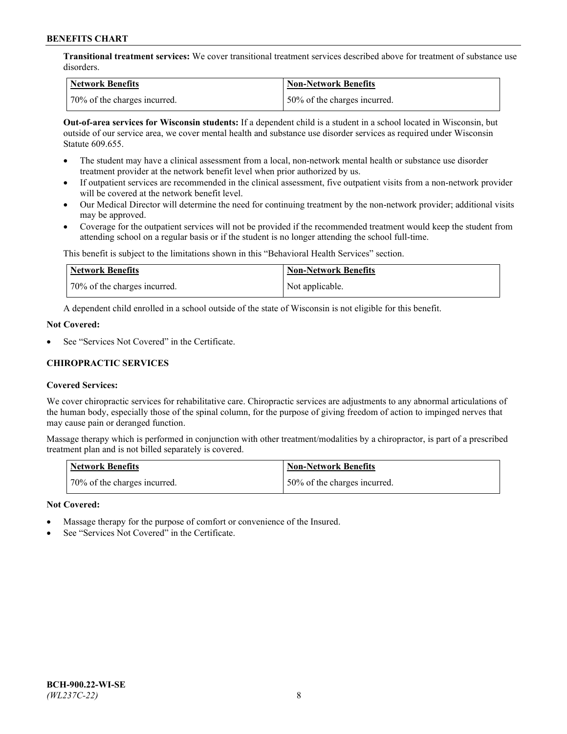**Transitional treatment services:** We cover transitional treatment services described above for treatment of substance use disorders.

| Network Benefits | Non-Network Benefits |
| --- | --- |
| 70% of the charges incurred. | 50% of the charges incurred. |

**Out-of-area services for Wisconsin students:** If a dependent child is a student in a school located in Wisconsin, but outside of our service area, we cover mental health and substance use disorder services as required under Wisconsin Statute 609.655.

- The student may have a clinical assessment from a local, non-network mental health or substance use disorder treatment provider at the network benefit level when prior authorized by us.
- If outpatient services are recommended in the clinical assessment, five outpatient visits from a non-network provider will be covered at the network benefit level.
- Our Medical Director will determine the need for continuing treatment by the non-network provider; additional visits may be approved.
- Coverage for the outpatient services will not be provided if the recommended treatment would keep the student from attending school on a regular basis or if the student is no longer attending the school full-time.

This benefit is subject to the limitations shown in this "Behavioral Health Services" section.

| Network Benefits | Non-Network Benefits |
| --- | --- |
| 70% of the charges incurred. | Not applicable. |

A dependent child enrolled in a school outside of the state of Wisconsin is not eligible for this benefit.

**Not Covered:**

- See "Services Not Covered" in the Certificate.

### CHIROPRACTIC SERVICES

**Covered Services:**

We cover chiropractic services for rehabilitative care. Chiropractic services are adjustments to any abnormal articulations of the human body, especially those of the spinal column, for the purpose of giving freedom of action to impinged nerves that may cause pain or deranged function.

Massage therapy which is performed in conjunction with other treatment/modalities by a chiropractor, is part of a prescribed treatment plan and is not billed separately is covered.

| Network Benefits | Non-Network Benefits |
| --- | --- |
| 70% of the charges incurred. | 50% of the charges incurred. |

**Not Covered:**

- Massage therapy for the purpose of comfort or convenience of the Insured.
- See "Services Not Covered" in the Certificate.

BCH-900.22-WI-SE
*(WL237C-22)*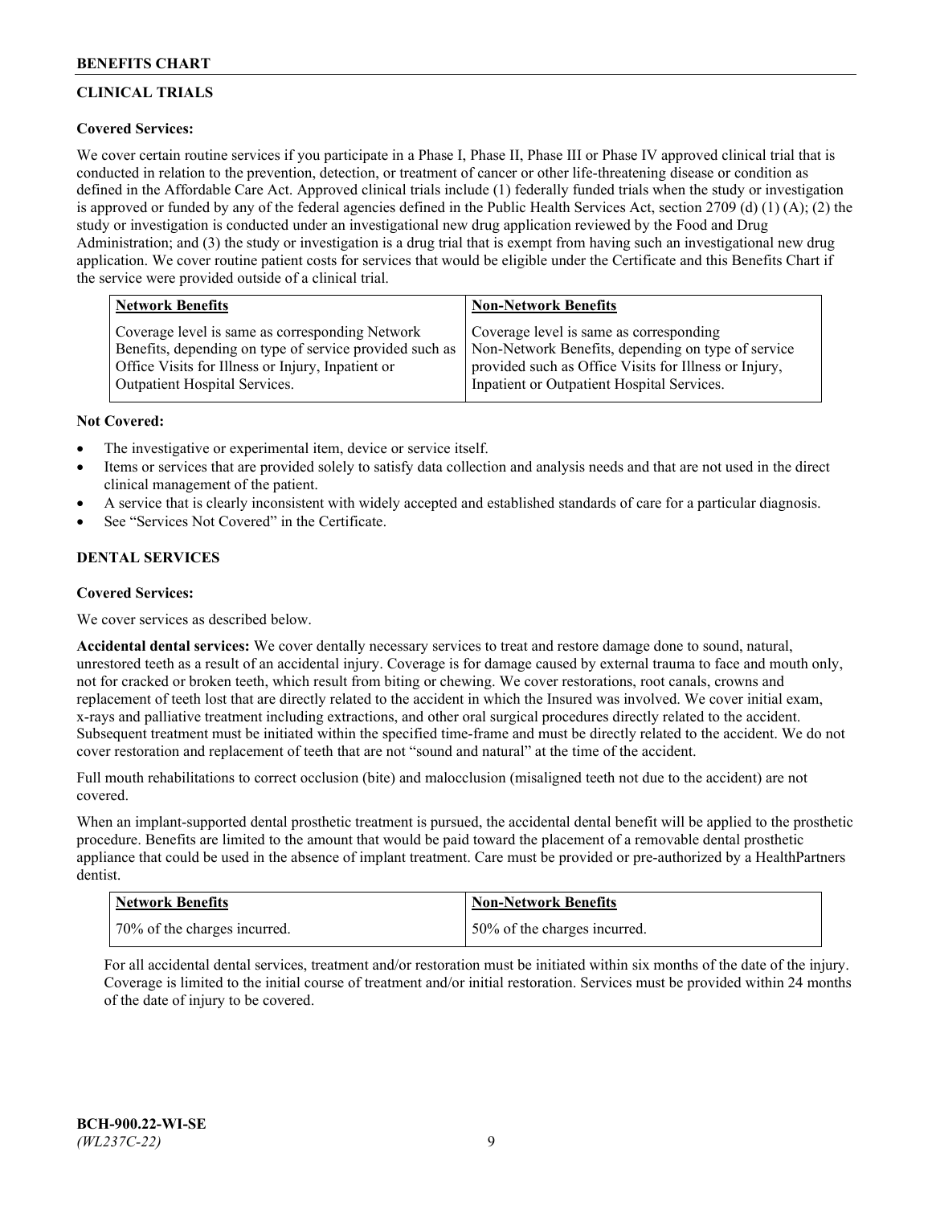## CLINICAL TRIALS

**Covered Services:**

We cover certain routine services if you participate in a Phase I, Phase II, Phase III or Phase IV approved clinical trial that is conducted in relation to the prevention, detection, or treatment of cancer or other life-threatening disease or condition as defined in the Affordable Care Act. Approved clinical trials include (1) federally funded trials when the study or investigation is approved or funded by any of the federal agencies defined in the Public Health Services Act, section 2709 (d) (1) (A); (2) the study or investigation is conducted under an investigational new drug application reviewed by the Food and Drug Administration; and (3) the study or investigation is a drug trial that is exempt from having such an investigational new drug application. We cover routine patient costs for services that would be eligible under the Certificate and this Benefits Chart if the service were provided outside of a clinical trial.

| Network Benefits | Non-Network Benefits |
|---|---|
| Coverage level is same as corresponding Network Benefits, depending on type of service provided such as Office Visits for Illness or Injury, Inpatient or Outpatient Hospital Services. | Coverage level is same as corresponding Non-Network Benefits, depending on type of service provided such as Office Visits for Illness or Injury, Inpatient or Outpatient Hospital Services. |

**Not Covered:**

- The investigative or experimental item, device or service itself.
- Items or services that are provided solely to satisfy data collection and analysis needs and that are not used in the direct clinical management of the patient.
- A service that is clearly inconsistent with widely accepted and established standards of care for a particular diagnosis.
- See "Services Not Covered" in the Certificate.

## DENTAL SERVICES

**Covered Services:**

We cover services as described below.

**Accidental dental services:** We cover dentally necessary services to treat and restore damage done to sound, natural, unrestored teeth as a result of an accidental injury. Coverage is for damage caused by external trauma to face and mouth only, not for cracked or broken teeth, which result from biting or chewing. We cover restorations, root canals, crowns and replacement of teeth lost that are directly related to the accident in which the Insured was involved. We cover initial exam, x-rays and palliative treatment including extractions, and other oral surgical procedures directly related to the accident. Subsequent treatment must be initiated within the specified time-frame and must be directly related to the accident. We do not cover restoration and replacement of teeth that are not "sound and natural" at the time of the accident.

Full mouth rehabilitations to correct occlusion (bite) and malocclusion (misaligned teeth not due to the accident) are not covered.

When an implant-supported dental prosthetic treatment is pursued, the accidental dental benefit will be applied to the prosthetic procedure. Benefits are limited to the amount that would be paid toward the placement of a removable dental prosthetic appliance that could be used in the absence of implant treatment. Care must be provided or pre-authorized by a HealthPartners dentist.

| Network Benefits | Non-Network Benefits |
|---|---|
| 70% of the charges incurred. | 50% of the charges incurred. |

For all accidental dental services, treatment and/or restoration must be initiated within six months of the date of the injury. Coverage is limited to the initial course of treatment and/or initial restoration. Services must be provided within 24 months of the date of injury to be covered.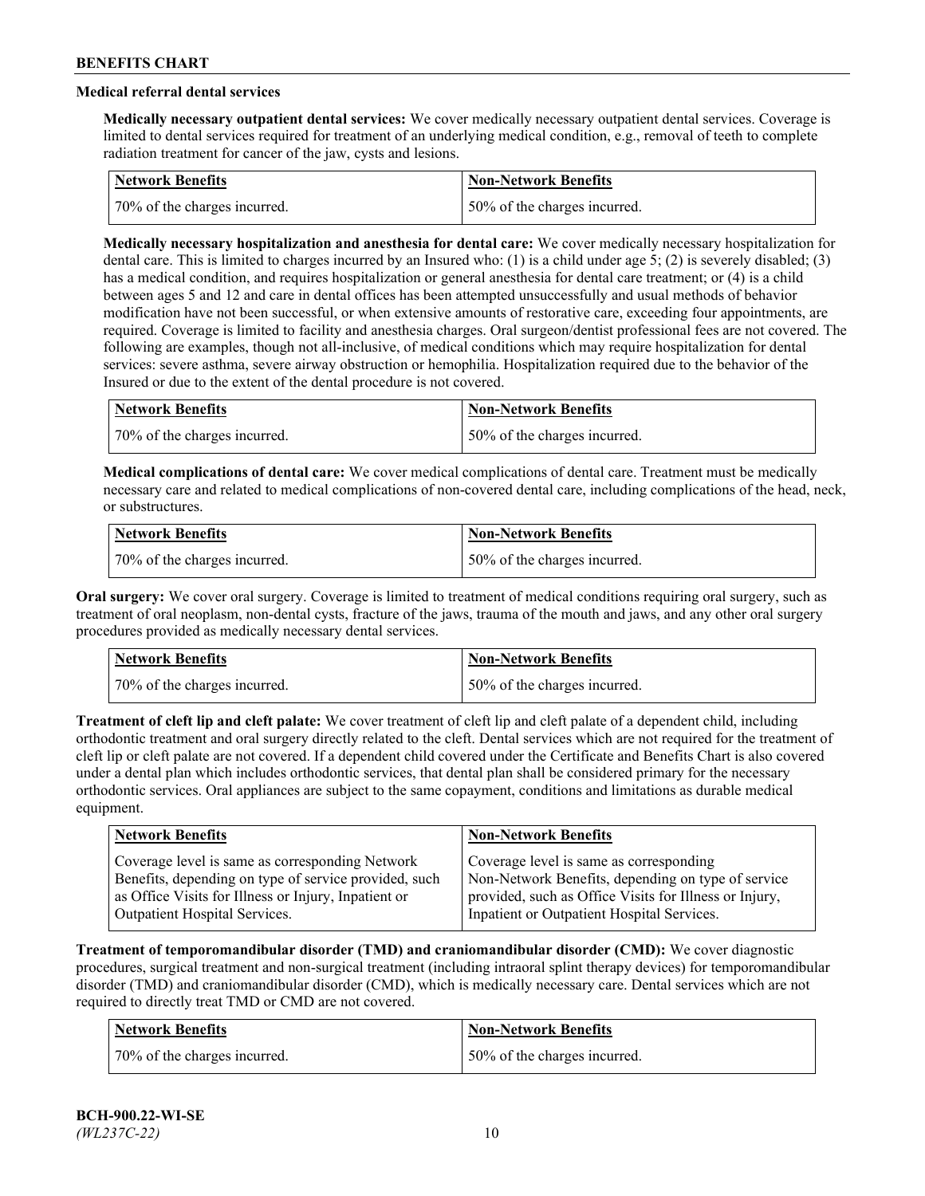### Medical referral dental services

**Medically necessary outpatient dental services:** We cover medically necessary outpatient dental services. Coverage is limited to dental services required for treatment of an underlying medical condition, e.g., removal of teeth to complete radiation treatment for cancer of the jaw, cysts and lesions.

| Network Benefits | Non-Network Benefits |
| --- | --- |
| 70% of the charges incurred. | 50% of the charges incurred. |

**Medically necessary hospitalization and anesthesia for dental care:** We cover medically necessary hospitalization for dental care. This is limited to charges incurred by an Insured who: (1) is a child under age 5; (2) is severely disabled; (3) has a medical condition, and requires hospitalization or general anesthesia for dental care treatment; or (4) is a child between ages 5 and 12 and care in dental offices has been attempted unsuccessfully and usual methods of behavior modification have not been successful, or when extensive amounts of restorative care, exceeding four appointments, are required. Coverage is limited to facility and anesthesia charges. Oral surgeon/dentist professional fees are not covered. The following are examples, though not all-inclusive, of medical conditions which may require hospitalization for dental services: severe asthma, severe airway obstruction or hemophilia. Hospitalization required due to the behavior of the Insured or due to the extent of the dental procedure is not covered.

| Network Benefits | Non-Network Benefits |
| --- | --- |
| 70% of the charges incurred. | 50% of the charges incurred. |

**Medical complications of dental care:** We cover medical complications of dental care. Treatment must be medically necessary care and related to medical complications of non-covered dental care, including complications of the head, neck, or substructures.

| Network Benefits | Non-Network Benefits |
| --- | --- |
| 70% of the charges incurred. | 50% of the charges incurred. |

**Oral surgery:** We cover oral surgery. Coverage is limited to treatment of medical conditions requiring oral surgery, such as treatment of oral neoplasm, non-dental cysts, fracture of the jaws, trauma of the mouth and jaws, and any other oral surgery procedures provided as medically necessary dental services.

| Network Benefits | Non-Network Benefits |
| --- | --- |
| 70% of the charges incurred. | 50% of the charges incurred. |

**Treatment of cleft lip and cleft palate:** We cover treatment of cleft lip and cleft palate of a dependent child, including orthodontic treatment and oral surgery directly related to the cleft. Dental services which are not required for the treatment of cleft lip or cleft palate are not covered. If a dependent child covered under the Certificate and Benefits Chart is also covered under a dental plan which includes orthodontic services, that dental plan shall be considered primary for the necessary orthodontic services. Oral appliances are subject to the same copayment, conditions and limitations as durable medical equipment.

| Network Benefits | Non-Network Benefits |
| --- | --- |
| Coverage level is same as corresponding Network Benefits, depending on type of service provided, such as Office Visits for Illness or Injury, Inpatient or Outpatient Hospital Services. | Coverage level is same as corresponding Non-Network Benefits, depending on type of service provided, such as Office Visits for Illness or Injury, Inpatient or Outpatient Hospital Services. |

**Treatment of temporomandibular disorder (TMD) and craniomandibular disorder (CMD):** We cover diagnostic procedures, surgical treatment and non-surgical treatment (including intraoral splint therapy devices) for temporomandibular disorder (TMD) and craniomandibular disorder (CMD), which is medically necessary care. Dental services which are not required to directly treat TMD or CMD are not covered.

| Network Benefits | Non-Network Benefits |
| --- | --- |
| 70% of the charges incurred. | 50% of the charges incurred. |

BCH-900.22-WI-SE
*(WL237C-22)*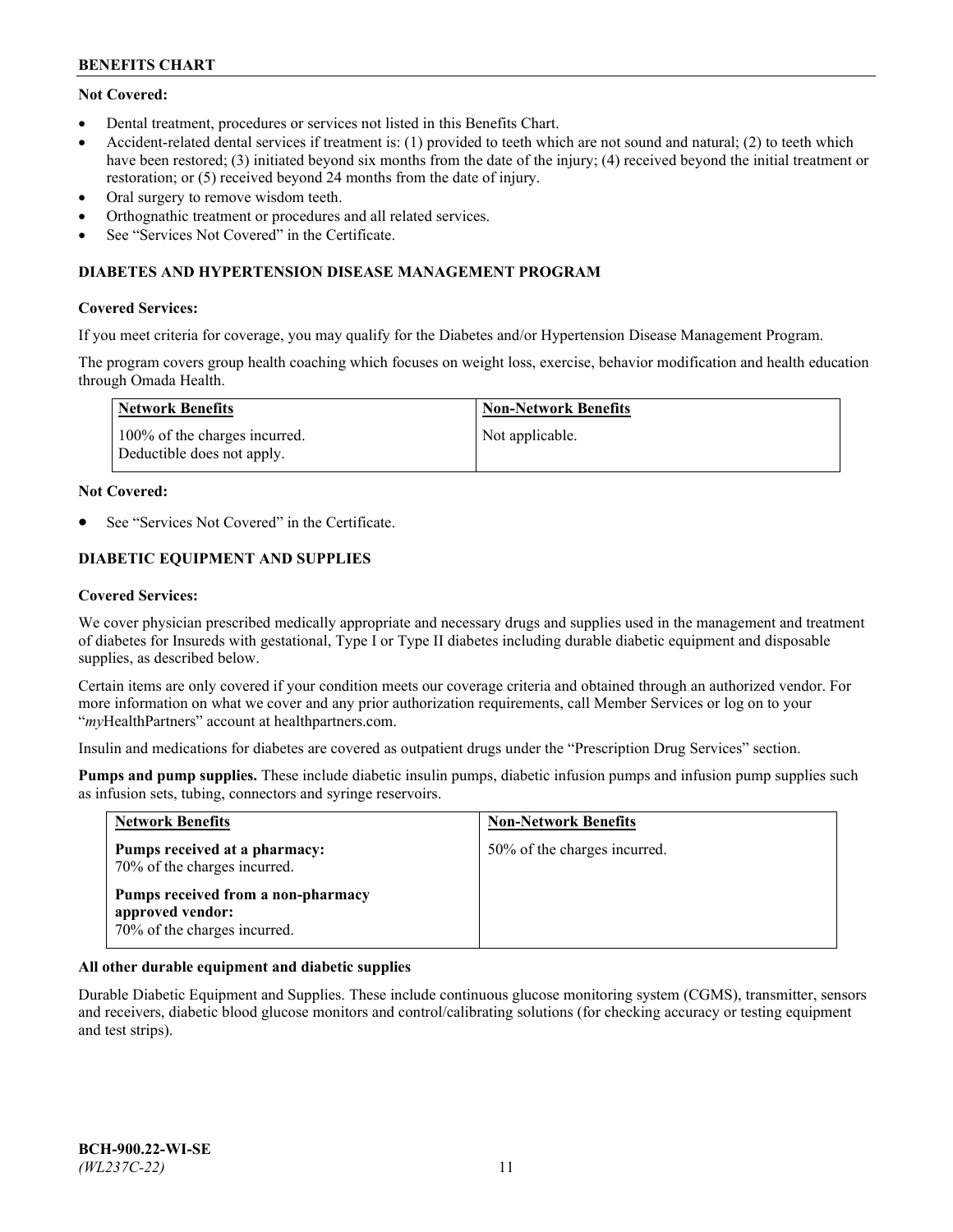**Not Covered:**

- Dental treatment, procedures or services not listed in this Benefits Chart.
- Accident-related dental services if treatment is: (1) provided to teeth which are not sound and natural; (2) to teeth which have been restored; (3) initiated beyond six months from the date of the injury; (4) received beyond the initial treatment or restoration; or (5) received beyond 24 months from the date of injury.
- Oral surgery to remove wisdom teeth.
- Orthognathic treatment or procedures and all related services.
- See "Services Not Covered" in the Certificate.

## DIABETES AND HYPERTENSION DISEASE MANAGEMENT PROGRAM

**Covered Services:**

If you meet criteria for coverage, you may qualify for the Diabetes and/or Hypertension Disease Management Program.

The program covers group health coaching which focuses on weight loss, exercise, behavior modification and health education through Omada Health.

| Network Benefits | Non-Network Benefits |
|---|---|
| 100% of the charges incurred. Deductible does not apply. | Not applicable. |

**Not Covered:**

- See "Services Not Covered" in the Certificate.

## DIABETIC EQUIPMENT AND SUPPLIES

**Covered Services:**

We cover physician prescribed medically appropriate and necessary drugs and supplies used in the management and treatment of diabetes for Insureds with gestational, Type I or Type II diabetes including durable diabetic equipment and disposable supplies, as described below.

Certain items are only covered if your condition meets our coverage criteria and obtained through an authorized vendor. For more information on what we cover and any prior authorization requirements, call Member Services or log on to your "*my*HealthPartners" account at healthpartners.com.

Insulin and medications for diabetes are covered as outpatient drugs under the "Prescription Drug Services" section.

**Pumps and pump supplies.** These include diabetic insulin pumps, diabetic infusion pumps and infusion pump supplies such as infusion sets, tubing, connectors and syringe reservoirs.

| Network Benefits | Non-Network Benefits |
|---|---|
| **Pumps received at a pharmacy:** 70% of the charges incurred.<br><br>**Pumps received from a non-pharmacy approved vendor:** 70% of the charges incurred. | 50% of the charges incurred. |

**All other durable equipment and diabetic supplies**

Durable Diabetic Equipment and Supplies. These include continuous glucose monitoring system (CGMS), transmitter, sensors and receivers, diabetic blood glucose monitors and control/calibrating solutions (for checking accuracy or testing equipment and test strips).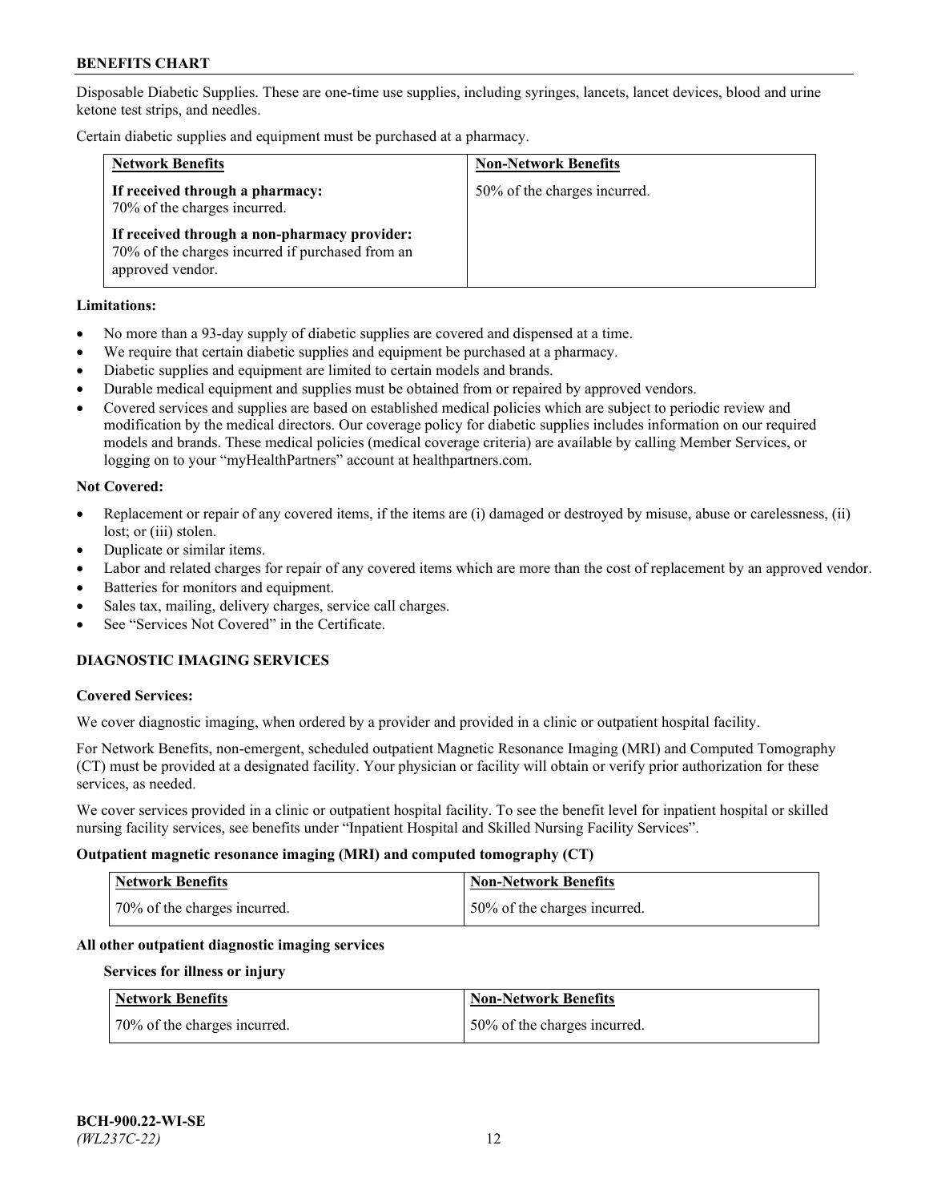Disposable Diabetic Supplies. These are one-time use supplies, including syringes, lancets, lancet devices, blood and urine ketone test strips, and needles.

Certain diabetic supplies and equipment must be purchased at a pharmacy.

| Network Benefits | Non-Network Benefits |
| --- | --- |
| **If received through a pharmacy:** 70% of the charges incurred.<br><br>**If received through a non-pharmacy provider:** 70% of the charges incurred if purchased from an approved vendor. | 50% of the charges incurred. |

**Limitations:**

- No more than a 93-day supply of diabetic supplies are covered and dispensed at a time.
- We require that certain diabetic supplies and equipment be purchased at a pharmacy.
- Diabetic supplies and equipment are limited to certain models and brands.
- Durable medical equipment and supplies must be obtained from or repaired by approved vendors.
- Covered services and supplies are based on established medical policies which are subject to periodic review and modification by the medical directors. Our coverage policy for diabetic supplies includes information on our required models and brands. These medical policies (medical coverage criteria) are available by calling Member Services, or logging on to your "myHealthPartners" account at healthpartners.com.

**Not Covered:**

- Replacement or repair of any covered items, if the items are (i) damaged or destroyed by misuse, abuse or carelessness, (ii) lost; or (iii) stolen.
- Duplicate or similar items.
- Labor and related charges for repair of any covered items which are more than the cost of replacement by an approved vendor.
- Batteries for monitors and equipment.
- Sales tax, mailing, delivery charges, service call charges.
- See "Services Not Covered" in the Certificate.

## DIAGNOSTIC IMAGING SERVICES

**Covered Services:**

We cover diagnostic imaging, when ordered by a provider and provided in a clinic or outpatient hospital facility.

For Network Benefits, non-emergent, scheduled outpatient Magnetic Resonance Imaging (MRI) and Computed Tomography (CT) must be provided at a designated facility. Your physician or facility will obtain or verify prior authorization for these services, as needed.

We cover services provided in a clinic or outpatient hospital facility. To see the benefit level for inpatient hospital or skilled nursing facility services, see benefits under "Inpatient Hospital and Skilled Nursing Facility Services".

**Outpatient magnetic resonance imaging (MRI) and computed tomography (CT)**

| Network Benefits | Non-Network Benefits |
| --- | --- |
| 70% of the charges incurred. | 50% of the charges incurred. |

**All other outpatient diagnostic imaging services**

**Services for illness or injury**

| Network Benefits | Non-Network Benefits |
| --- | --- |
| 70% of the charges incurred. | 50% of the charges incurred. |

BCH-900.22-WI-SE
*(WL237C-22)*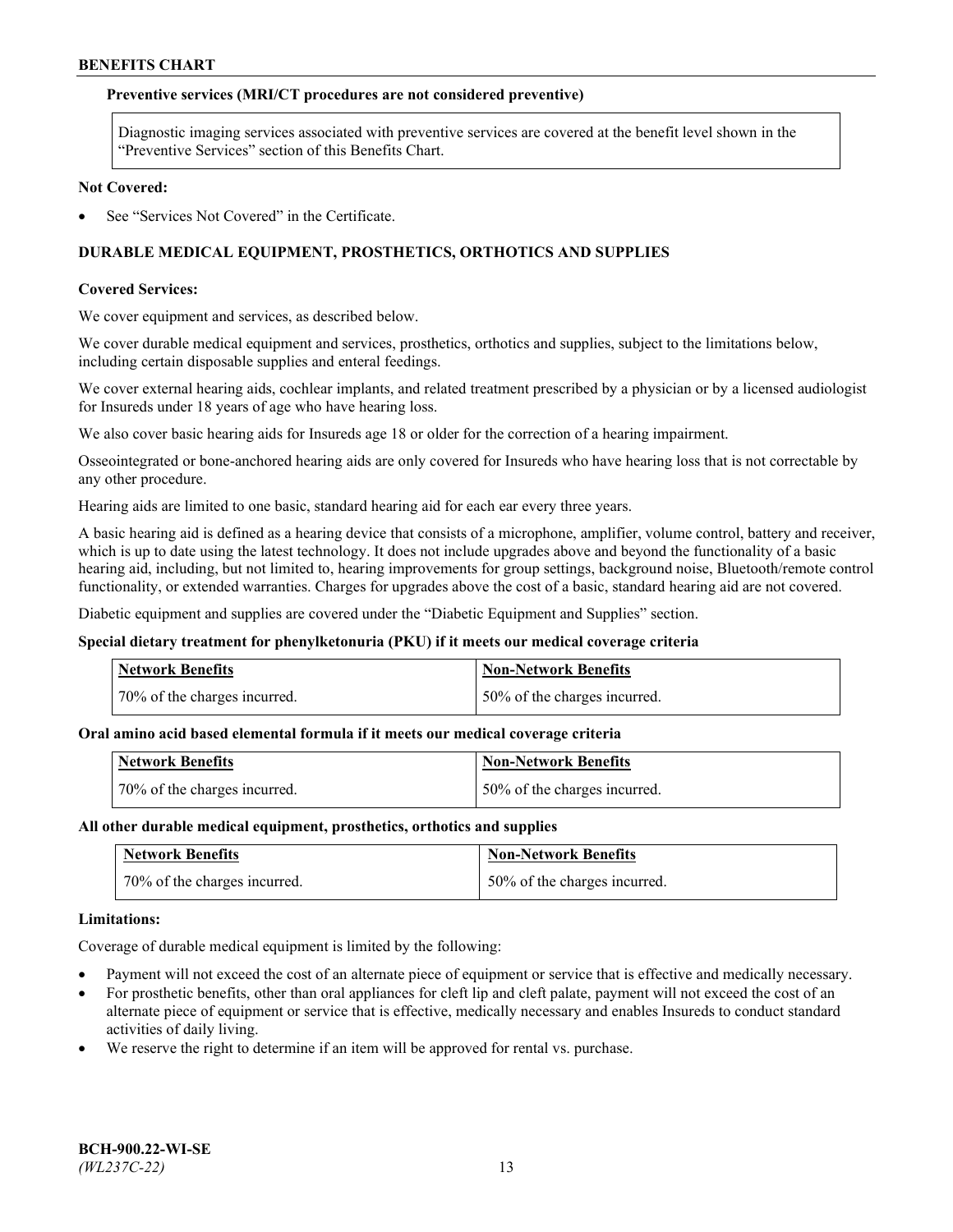**Preventive services (MRI/CT procedures are not considered preventive)**

Diagnostic imaging services associated with preventive services are covered at the benefit level shown in the "Preventive Services" section of this Benefits Chart.

**Not Covered:**

- See "Services Not Covered" in the Certificate.

## DURABLE MEDICAL EQUIPMENT, PROSTHETICS, ORTHOTICS AND SUPPLIES

**Covered Services:**

We cover equipment and services, as described below.

We cover durable medical equipment and services, prosthetics, orthotics and supplies, subject to the limitations below, including certain disposable supplies and enteral feedings.

We cover external hearing aids, cochlear implants, and related treatment prescribed by a physician or by a licensed audiologist for Insureds under 18 years of age who have hearing loss.

We also cover basic hearing aids for Insureds age 18 or older for the correction of a hearing impairment.

Osseointegrated or bone-anchored hearing aids are only covered for Insureds who have hearing loss that is not correctable by any other procedure.

Hearing aids are limited to one basic, standard hearing aid for each ear every three years.

A basic hearing aid is defined as a hearing device that consists of a microphone, amplifier, volume control, battery and receiver, which is up to date using the latest technology. It does not include upgrades above and beyond the functionality of a basic hearing aid, including, but not limited to, hearing improvements for group settings, background noise, Bluetooth/remote control functionality, or extended warranties. Charges for upgrades above the cost of a basic, standard hearing aid are not covered.

Diabetic equipment and supplies are covered under the "Diabetic Equipment and Supplies" section.

**Special dietary treatment for phenylketonuria (PKU) if it meets our medical coverage criteria**

| Network Benefits | Non-Network Benefits |
|---|---|
| 70% of the charges incurred. | 50% of the charges incurred. |

**Oral amino acid based elemental formula if it meets our medical coverage criteria**

| Network Benefits | Non-Network Benefits |
|---|---|
| 70% of the charges incurred. | 50% of the charges incurred. |

**All other durable medical equipment, prosthetics, orthotics and supplies**

| Network Benefits | Non-Network Benefits |
|---|---|
| 70% of the charges incurred. | 50% of the charges incurred. |

**Limitations:**

Coverage of durable medical equipment is limited by the following:

- Payment will not exceed the cost of an alternate piece of equipment or service that is effective and medically necessary.
- For prosthetic benefits, other than oral appliances for cleft lip and cleft palate, payment will not exceed the cost of an alternate piece of equipment or service that is effective, medically necessary and enables Insureds to conduct standard activities of daily living.
- We reserve the right to determine if an item will be approved for rental vs. purchase.

BCH-900.22-WI-SE
*(WL237C-22)*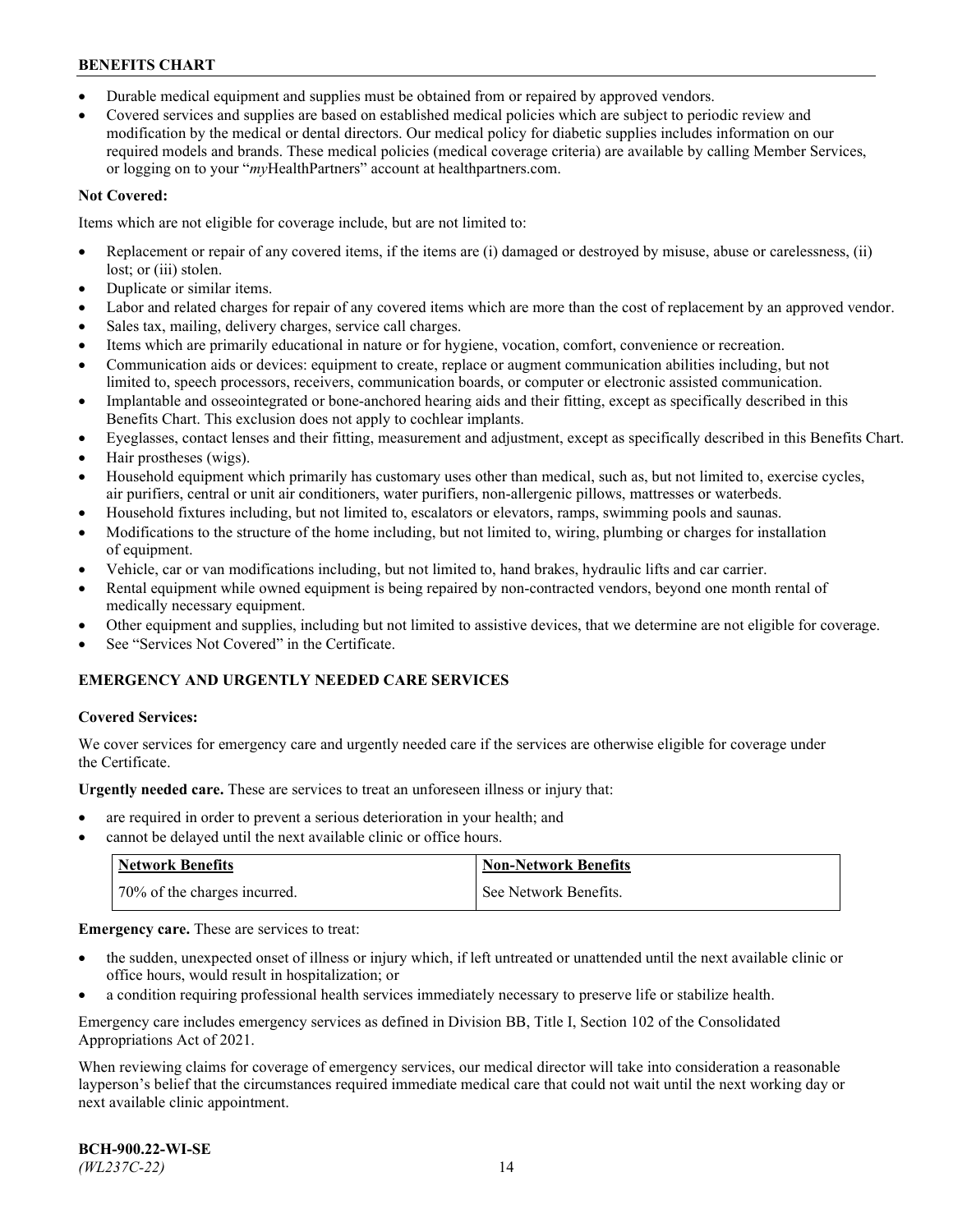- Durable medical equipment and supplies must be obtained from or repaired by approved vendors.
- Covered services and supplies are based on established medical policies which are subject to periodic review and modification by the medical or dental directors. Our medical policy for diabetic supplies includes information on our required models and brands. These medical policies (medical coverage criteria) are available by calling Member Services, or logging on to your "*my*HealthPartners" account at healthpartners.com.

**Not Covered:**

Items which are not eligible for coverage include, but are not limited to:

- Replacement or repair of any covered items, if the items are (i) damaged or destroyed by misuse, abuse or carelessness, (ii) lost; or (iii) stolen.
- Duplicate or similar items.
- Labor and related charges for repair of any covered items which are more than the cost of replacement by an approved vendor.
- Sales tax, mailing, delivery charges, service call charges.
- Items which are primarily educational in nature or for hygiene, vocation, comfort, convenience or recreation.
- Communication aids or devices: equipment to create, replace or augment communication abilities including, but not limited to, speech processors, receivers, communication boards, or computer or electronic assisted communication.
- Implantable and osseointegrated or bone-anchored hearing aids and their fitting, except as specifically described in this Benefits Chart. This exclusion does not apply to cochlear implants.
- Eyeglasses, contact lenses and their fitting, measurement and adjustment, except as specifically described in this Benefits Chart.
- Hair prostheses (wigs).
- Household equipment which primarily has customary uses other than medical, such as, but not limited to, exercise cycles, air purifiers, central or unit air conditioners, water purifiers, non-allergenic pillows, mattresses or waterbeds.
- Household fixtures including, but not limited to, escalators or elevators, ramps, swimming pools and saunas.
- Modifications to the structure of the home including, but not limited to, wiring, plumbing or charges for installation of equipment.
- Vehicle, car or van modifications including, but not limited to, hand brakes, hydraulic lifts and car carrier.
- Rental equipment while owned equipment is being repaired by non-contracted vendors, beyond one month rental of medically necessary equipment.
- Other equipment and supplies, including but not limited to assistive devices, that we determine are not eligible for coverage.
- See "Services Not Covered" in the Certificate.

## EMERGENCY AND URGENTLY NEEDED CARE SERVICES

**Covered Services:**

We cover services for emergency care and urgently needed care if the services are otherwise eligible for coverage under the Certificate.

**Urgently needed care.** These are services to treat an unforeseen illness or injury that:

- are required in order to prevent a serious deterioration in your health; and
- cannot be delayed until the next available clinic or office hours.

| Network Benefits | Non-Network Benefits |
|---|---|
| 70% of the charges incurred. | See Network Benefits. |

**Emergency care.** These are services to treat:

- the sudden, unexpected onset of illness or injury which, if left untreated or unattended until the next available clinic or office hours, would result in hospitalization; or
- a condition requiring professional health services immediately necessary to preserve life or stabilize health.

Emergency care includes emergency services as defined in Division BB, Title I, Section 102 of the Consolidated Appropriations Act of 2021.

When reviewing claims for coverage of emergency services, our medical director will take into consideration a reasonable layperson's belief that the circumstances required immediate medical care that could not wait until the next working day or next available clinic appointment.

**BCH-900.22-WI-SE**
*(WL237C-22)*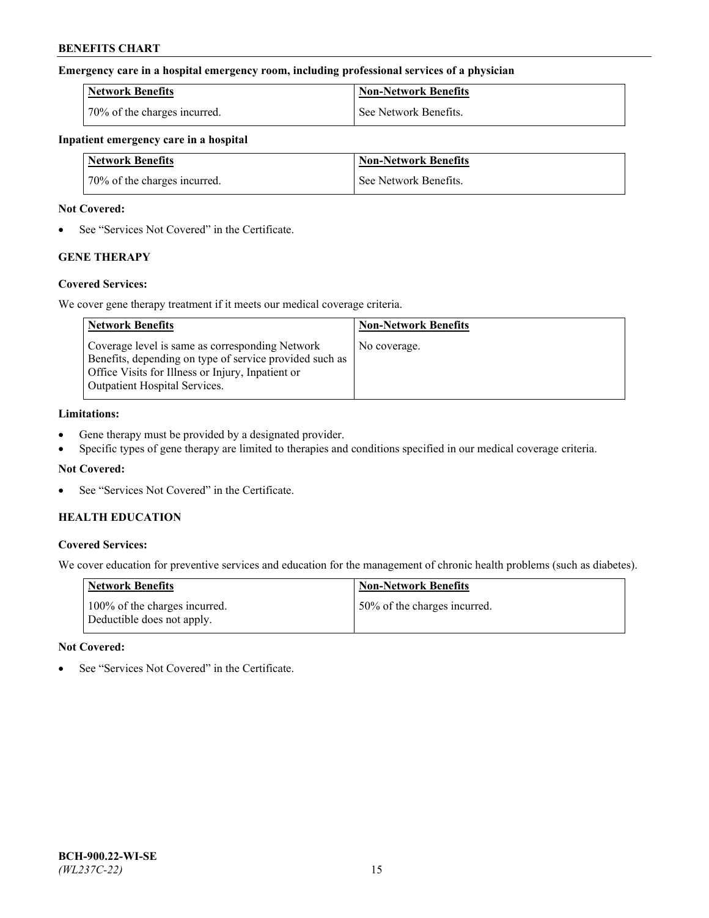**Emergency care in a hospital emergency room, including professional services of a physician**

| Network Benefits | Non-Network Benefits |
| --- | --- |
| 70% of the charges incurred. | See Network Benefits. |

**Inpatient emergency care in a hospital**

| Network Benefits | Non-Network Benefits |
| --- | --- |
| 70% of the charges incurred. | See Network Benefits. |

**Not Covered:**

- See "Services Not Covered" in the Certificate.

## GENE THERAPY

**Covered Services:**

We cover gene therapy treatment if it meets our medical coverage criteria.

| Network Benefits | Non-Network Benefits |
| --- | --- |
| Coverage level is same as corresponding Network Benefits, depending on type of service provided such as Office Visits for Illness or Injury, Inpatient or Outpatient Hospital Services. | No coverage. |

**Limitations:**

- Gene therapy must be provided by a designated provider.
- Specific types of gene therapy are limited to therapies and conditions specified in our medical coverage criteria.

**Not Covered:**

- See "Services Not Covered" in the Certificate.

## HEALTH EDUCATION

**Covered Services:**

We cover education for preventive services and education for the management of chronic health problems (such as diabetes).

| Network Benefits | Non-Network Benefits |
| --- | --- |
| 100% of the charges incurred. Deductible does not apply. | 50% of the charges incurred. |

**Not Covered:**

- See "Services Not Covered" in the Certificate.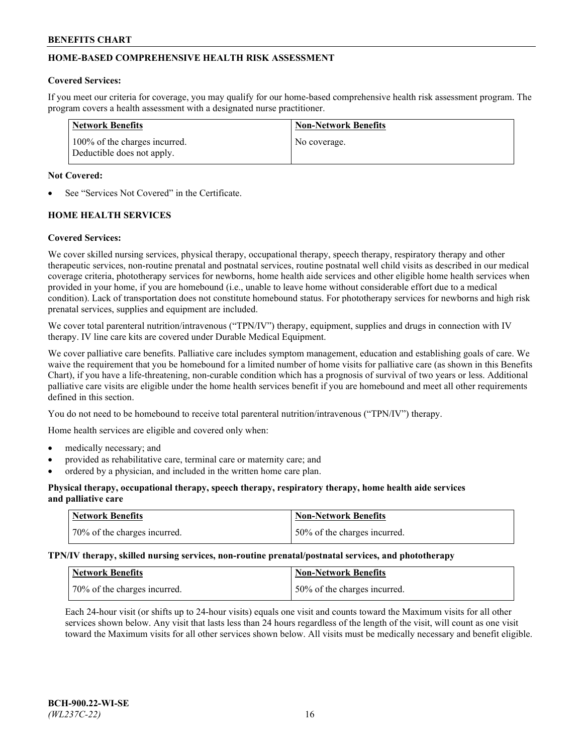## HOME-BASED COMPREHENSIVE HEALTH RISK ASSESSMENT

**Covered Services:**

If you meet our criteria for coverage, you may qualify for our home-based comprehensive health risk assessment program. The program covers a health assessment with a designated nurse practitioner.

| Network Benefits | Non-Network Benefits |
|---|---|
| 100% of the charges incurred. Deductible does not apply. | No coverage. |

**Not Covered:**

- See "Services Not Covered" in the Certificate.

## HOME HEALTH SERVICES

**Covered Services:**

We cover skilled nursing services, physical therapy, occupational therapy, speech therapy, respiratory therapy and other therapeutic services, non-routine prenatal and postnatal services, routine postnatal well child visits as described in our medical coverage criteria, phototherapy services for newborns, home health aide services and other eligible home health services when provided in your home, if you are homebound (i.e., unable to leave home without considerable effort due to a medical condition). Lack of transportation does not constitute homebound status. For phototherapy services for newborns and high risk prenatal services, supplies and equipment are included.

We cover total parenteral nutrition/intravenous ("TPN/IV") therapy, equipment, supplies and drugs in connection with IV therapy. IV line care kits are covered under Durable Medical Equipment.

We cover palliative care benefits. Palliative care includes symptom management, education and establishing goals of care. We waive the requirement that you be homebound for a limited number of home visits for palliative care (as shown in this Benefits Chart), if you have a life-threatening, non-curable condition which has a prognosis of survival of two years or less. Additional palliative care visits are eligible under the home health services benefit if you are homebound and meet all other requirements defined in this section.

You do not need to be homebound to receive total parenteral nutrition/intravenous ("TPN/IV") therapy.

Home health services are eligible and covered only when:

- medically necessary; and
- provided as rehabilitative care, terminal care or maternity care; and
- ordered by a physician, and included in the written home care plan.

**Physical therapy, occupational therapy, speech therapy, respiratory therapy, home health aide services and palliative care**

| Network Benefits | Non-Network Benefits |
|---|---|
| 70% of the charges incurred. | 50% of the charges incurred. |

**TPN/IV therapy, skilled nursing services, non-routine prenatal/postnatal services, and phototherapy**

| Network Benefits | Non-Network Benefits |
|---|---|
| 70% of the charges incurred. | 50% of the charges incurred. |

Each 24-hour visit (or shifts up to 24-hour visits) equals one visit and counts toward the Maximum visits for all other services shown below. Any visit that lasts less than 24 hours regardless of the length of the visit, will count as one visit toward the Maximum visits for all other services shown below. All visits must be medically necessary and benefit eligible.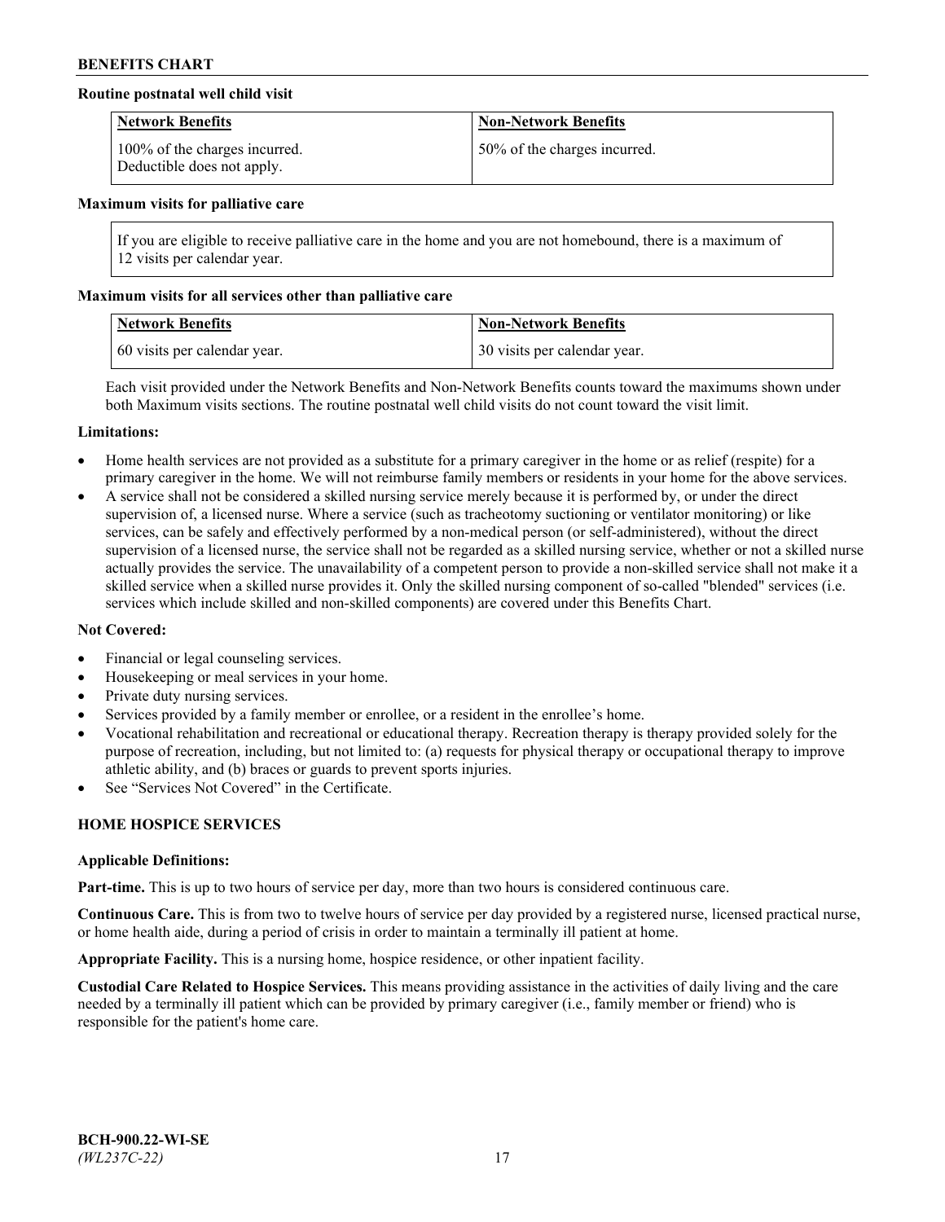**Routine postnatal well child visit**

| Network Benefits | Non-Network Benefits |
|---|---|
| 100% of the charges incurred. Deductible does not apply. | 50% of the charges incurred. |

**Maximum visits for palliative care**

If you are eligible to receive palliative care in the home and you are not homebound, there is a maximum of 12 visits per calendar year.

**Maximum visits for all services other than palliative care**

| Network Benefits | Non-Network Benefits |
|---|---|
| 60 visits per calendar year. | 30 visits per calendar year. |

Each visit provided under the Network Benefits and Non-Network Benefits counts toward the maximums shown under both Maximum visits sections. The routine postnatal well child visits do not count toward the visit limit.

**Limitations:**

- Home health services are not provided as a substitute for a primary caregiver in the home or as relief (respite) for a primary caregiver in the home. We will not reimburse family members or residents in your home for the above services.
- A service shall not be considered a skilled nursing service merely because it is performed by, or under the direct supervision of, a licensed nurse. Where a service (such as tracheotomy suctioning or ventilator monitoring) or like services, can be safely and effectively performed by a non-medical person (or self-administered), without the direct supervision of a licensed nurse, the service shall not be regarded as a skilled nursing service, whether or not a skilled nurse actually provides the service. The unavailability of a competent person to provide a non-skilled service shall not make it a skilled service when a skilled nurse provides it. Only the skilled nursing component of so-called "blended" services (i.e. services which include skilled and non-skilled components) are covered under this Benefits Chart.

**Not Covered:**

- Financial or legal counseling services.
- Housekeeping or meal services in your home.
- Private duty nursing services.
- Services provided by a family member or enrollee, or a resident in the enrollee's home.
- Vocational rehabilitation and recreational or educational therapy. Recreation therapy is therapy provided solely for the purpose of recreation, including, but not limited to: (a) requests for physical therapy or occupational therapy to improve athletic ability, and (b) braces or guards to prevent sports injuries.
- See "Services Not Covered" in the Certificate.

## HOME HOSPICE SERVICES

**Applicable Definitions:**

**Part-time.** This is up to two hours of service per day, more than two hours is considered continuous care.

**Continuous Care.** This is from two to twelve hours of service per day provided by a registered nurse, licensed practical nurse, or home health aide, during a period of crisis in order to maintain a terminally ill patient at home.

**Appropriate Facility.** This is a nursing home, hospice residence, or other inpatient facility.

**Custodial Care Related to Hospice Services.** This means providing assistance in the activities of daily living and the care needed by a terminally ill patient which can be provided by primary caregiver (i.e., family member or friend) who is responsible for the patient's home care.

**BCH-900.22-WI-SE**
*(WL237C-22)*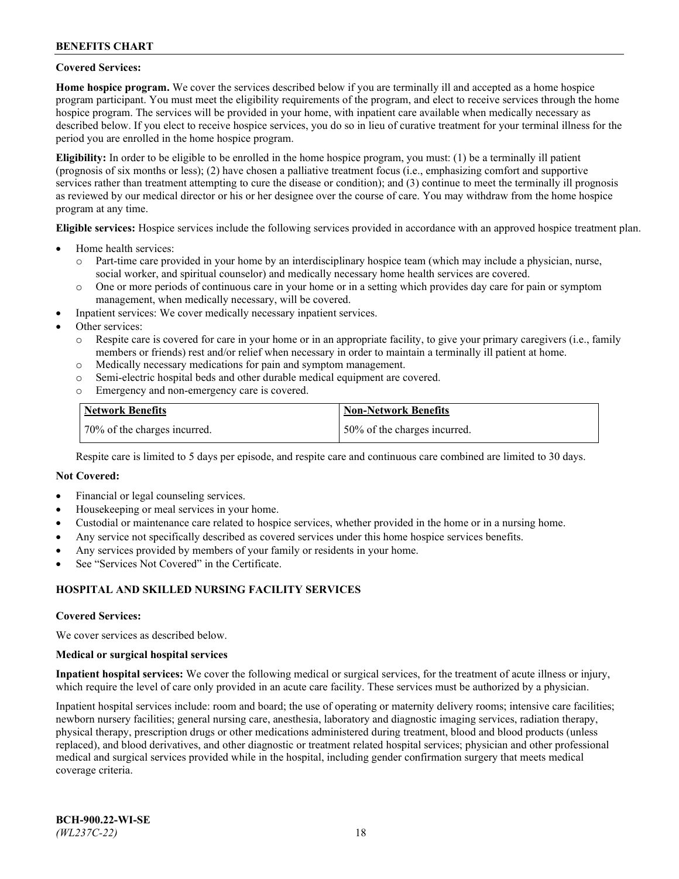**Covered Services:**

**Home hospice program.** We cover the services described below if you are terminally ill and accepted as a home hospice program participant. You must meet the eligibility requirements of the program, and elect to receive services through the home hospice program. The services will be provided in your home, with inpatient care available when medically necessary as described below. If you elect to receive hospice services, you do so in lieu of curative treatment for your terminal illness for the period you are enrolled in the home hospice program.

**Eligibility:** In order to be eligible to be enrolled in the home hospice program, you must: (1) be a terminally ill patient (prognosis of six months or less); (2) have chosen a palliative treatment focus (i.e., emphasizing comfort and supportive services rather than treatment attempting to cure the disease or condition); and (3) continue to meet the terminally ill prognosis as reviewed by our medical director or his or her designee over the course of care. You may withdraw from the home hospice program at any time.

**Eligible services:** Hospice services include the following services provided in accordance with an approved hospice treatment plan.

- Home health services:
  - Part-time care provided in your home by an interdisciplinary hospice team (which may include a physician, nurse, social worker, and spiritual counselor) and medically necessary home health services are covered.
  - One or more periods of continuous care in your home or in a setting which provides day care for pain or symptom management, when medically necessary, will be covered.
- Inpatient services: We cover medically necessary inpatient services.
- Other services:
  - Respite care is covered for care in your home or in an appropriate facility, to give your primary caregivers (i.e., family members or friends) rest and/or relief when necessary in order to maintain a terminally ill patient at home.
  - Medically necessary medications for pain and symptom management.
  - Semi-electric hospital beds and other durable medical equipment are covered.
  - Emergency and non-emergency care is covered.

| Network Benefits | Non-Network Benefits |
|---|---|
| 70% of the charges incurred. | 50% of the charges incurred. |

Respite care is limited to 5 days per episode, and respite care and continuous care combined are limited to 30 days.

**Not Covered:**

- Financial or legal counseling services.
- Housekeeping or meal services in your home.
- Custodial or maintenance care related to hospice services, whether provided in the home or in a nursing home.
- Any service not specifically described as covered services under this home hospice services benefits.
- Any services provided by members of your family or residents in your home.
- See "Services Not Covered" in the Certificate.

## HOSPITAL AND SKILLED NURSING FACILITY SERVICES

**Covered Services:**

We cover services as described below.

**Medical or surgical hospital services**

**Inpatient hospital services:** We cover the following medical or surgical services, for the treatment of acute illness or injury, which require the level of care only provided in an acute care facility. These services must be authorized by a physician.

Inpatient hospital services include: room and board; the use of operating or maternity delivery rooms; intensive care facilities; newborn nursery facilities; general nursing care, anesthesia, laboratory and diagnostic imaging services, radiation therapy, physical therapy, prescription drugs or other medications administered during treatment, blood and blood products (unless replaced), and blood derivatives, and other diagnostic or treatment related hospital services; physician and other professional medical and surgical services provided while in the hospital, including gender confirmation surgery that meets medical coverage criteria.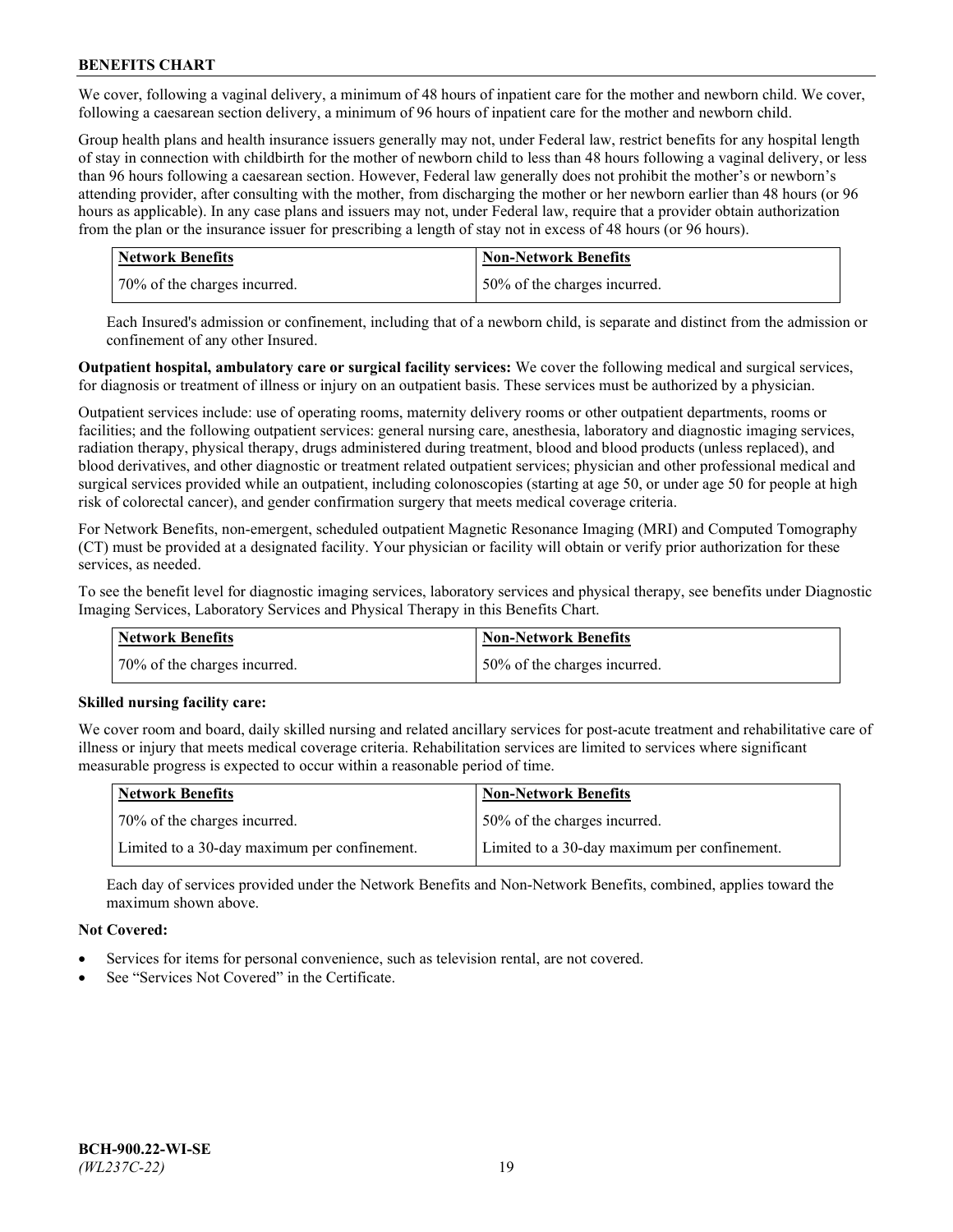We cover, following a vaginal delivery, a minimum of 48 hours of inpatient care for the mother and newborn child. We cover, following a caesarean section delivery, a minimum of 96 hours of inpatient care for the mother and newborn child.

Group health plans and health insurance issuers generally may not, under Federal law, restrict benefits for any hospital length of stay in connection with childbirth for the mother of newborn child to less than 48 hours following a vaginal delivery, or less than 96 hours following a caesarean section. However, Federal law generally does not prohibit the mother's or newborn's attending provider, after consulting with the mother, from discharging the mother or her newborn earlier than 48 hours (or 96 hours as applicable). In any case plans and issuers may not, under Federal law, require that a provider obtain authorization from the plan or the insurance issuer for prescribing a length of stay not in excess of 48 hours (or 96 hours).

| Network Benefits | Non-Network Benefits |
| --- | --- |
| 70% of the charges incurred. | 50% of the charges incurred. |

Each Insured's admission or confinement, including that of a newborn child, is separate and distinct from the admission or confinement of any other Insured.

**Outpatient hospital, ambulatory care or surgical facility services:** We cover the following medical and surgical services, for diagnosis or treatment of illness or injury on an outpatient basis. These services must be authorized by a physician.

Outpatient services include: use of operating rooms, maternity delivery rooms or other outpatient departments, rooms or facilities; and the following outpatient services: general nursing care, anesthesia, laboratory and diagnostic imaging services, radiation therapy, physical therapy, drugs administered during treatment, blood and blood products (unless replaced), and blood derivatives, and other diagnostic or treatment related outpatient services; physician and other professional medical and surgical services provided while an outpatient, including colonoscopies (starting at age 50, or under age 50 for people at high risk of colorectal cancer), and gender confirmation surgery that meets medical coverage criteria.

For Network Benefits, non-emergent, scheduled outpatient Magnetic Resonance Imaging (MRI) and Computed Tomography (CT) must be provided at a designated facility. Your physician or facility will obtain or verify prior authorization for these services, as needed.

To see the benefit level for diagnostic imaging services, laboratory services and physical therapy, see benefits under Diagnostic Imaging Services, Laboratory Services and Physical Therapy in this Benefits Chart.

| Network Benefits | Non-Network Benefits |
| --- | --- |
| 70% of the charges incurred. | 50% of the charges incurred. |

**Skilled nursing facility care:**

We cover room and board, daily skilled nursing and related ancillary services for post-acute treatment and rehabilitative care of illness or injury that meets medical coverage criteria. Rehabilitation services are limited to services where significant measurable progress is expected to occur within a reasonable period of time.

| Network Benefits | Non-Network Benefits |
| --- | --- |
| 70% of the charges incurred. | 50% of the charges incurred. |
| Limited to a 30-day maximum per confinement. | Limited to a 30-day maximum per confinement. |

Each day of services provided under the Network Benefits and Non-Network Benefits, combined, applies toward the maximum shown above.

**Not Covered:**

- Services for items for personal convenience, such as television rental, are not covered.
- See "Services Not Covered" in the Certificate.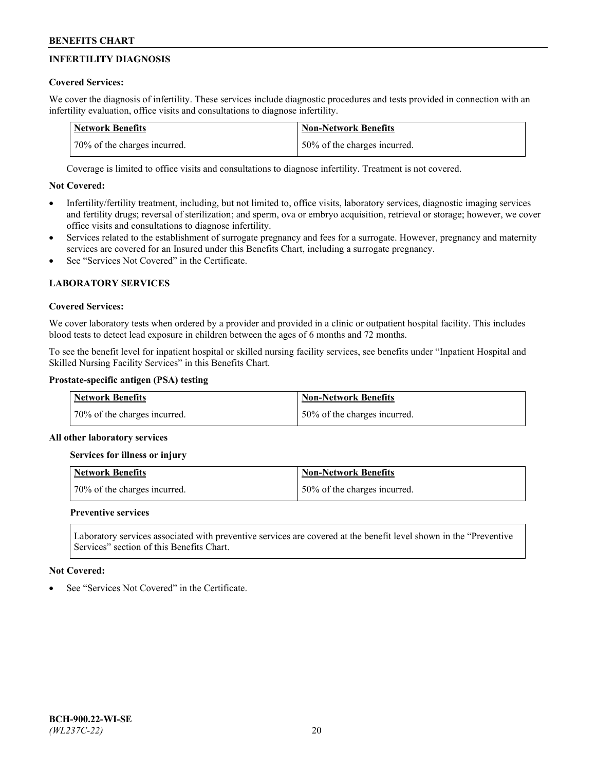## INFERTILITY DIAGNOSIS

**Covered Services:**

We cover the diagnosis of infertility. These services include diagnostic procedures and tests provided in connection with an infertility evaluation, office visits and consultations to diagnose infertility.

| Network Benefits | Non-Network Benefits |
| --- | --- |
| 70% of the charges incurred. | 50% of the charges incurred. |

Coverage is limited to office visits and consultations to diagnose infertility. Treatment is not covered.

**Not Covered:**

- Infertility/fertility treatment, including, but not limited to, office visits, laboratory services, diagnostic imaging services and fertility drugs; reversal of sterilization; and sperm, ova or embryo acquisition, retrieval or storage; however, we cover office visits and consultations to diagnose infertility.
- Services related to the establishment of surrogate pregnancy and fees for a surrogate. However, pregnancy and maternity services are covered for an Insured under this Benefits Chart, including a surrogate pregnancy.
- See "Services Not Covered" in the Certificate.

## LABORATORY SERVICES

**Covered Services:**

We cover laboratory tests when ordered by a provider and provided in a clinic or outpatient hospital facility. This includes blood tests to detect lead exposure in children between the ages of 6 months and 72 months.

To see the benefit level for inpatient hospital or skilled nursing facility services, see benefits under "Inpatient Hospital and Skilled Nursing Facility Services" in this Benefits Chart.

**Prostate-specific antigen (PSA) testing**

| Network Benefits | Non-Network Benefits |
| --- | --- |
| 70% of the charges incurred. | 50% of the charges incurred. |

**All other laboratory services**

**Services for illness or injury**

| Network Benefits | Non-Network Benefits |
| --- | --- |
| 70% of the charges incurred. | 50% of the charges incurred. |

**Preventive services**

Laboratory services associated with preventive services are covered at the benefit level shown in the "Preventive Services" section of this Benefits Chart.

**Not Covered:**

- See "Services Not Covered" in the Certificate.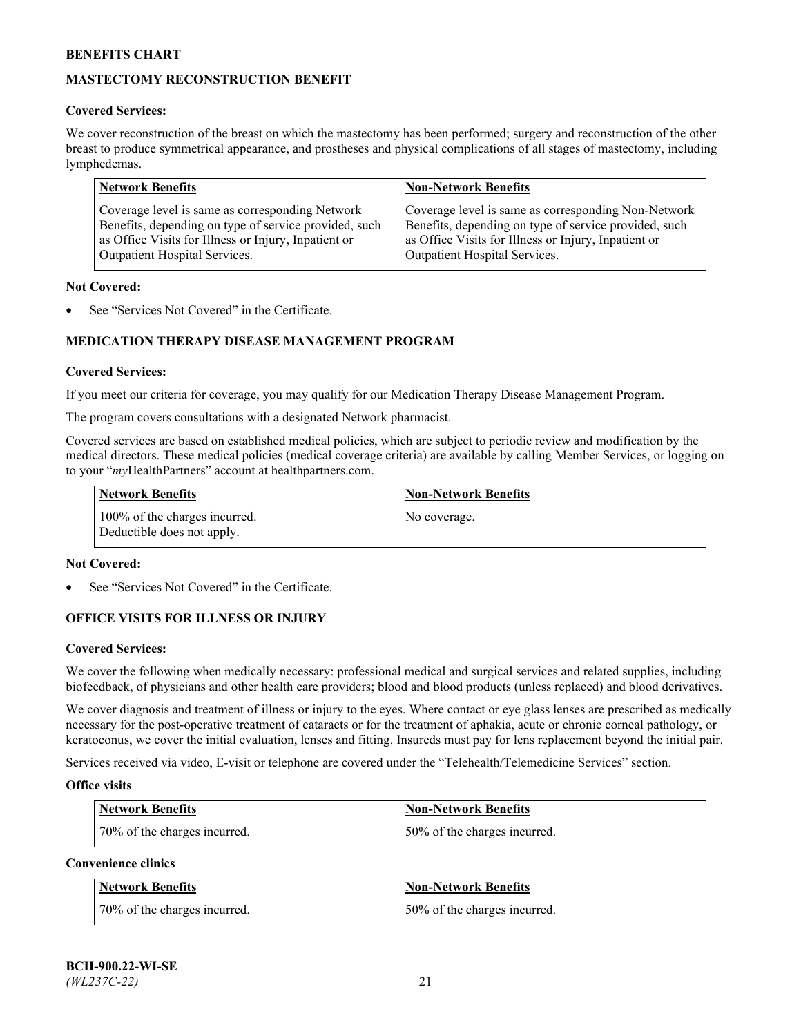## MASTECTOMY RECONSTRUCTION BENEFIT

**Covered Services:**

We cover reconstruction of the breast on which the mastectomy has been performed; surgery and reconstruction of the other breast to produce symmetrical appearance, and prostheses and physical complications of all stages of mastectomy, including lymphedemas.

| Network Benefits | Non-Network Benefits |
|---|---|
| Coverage level is same as corresponding Network Benefits, depending on type of service provided, such as Office Visits for Illness or Injury, Inpatient or Outpatient Hospital Services. | Coverage level is same as corresponding Non-Network Benefits, depending on type of service provided, such as Office Visits for Illness or Injury, Inpatient or Outpatient Hospital Services. |

**Not Covered:**

- See "Services Not Covered" in the Certificate.

## MEDICATION THERAPY DISEASE MANAGEMENT PROGRAM

**Covered Services:**

If you meet our criteria for coverage, you may qualify for our Medication Therapy Disease Management Program.

The program covers consultations with a designated Network pharmacist.

Covered services are based on established medical policies, which are subject to periodic review and modification by the medical directors. These medical policies (medical coverage criteria) are available by calling Member Services, or logging on to your "*my*HealthPartners" account at healthpartners.com.

| Network Benefits | Non-Network Benefits |
|---|---|
| 100% of the charges incurred. Deductible does not apply. | No coverage. |

**Not Covered:**

- See "Services Not Covered" in the Certificate.

## OFFICE VISITS FOR ILLNESS OR INJURY

**Covered Services:**

We cover the following when medically necessary: professional medical and surgical services and related supplies, including biofeedback, of physicians and other health care providers; blood and blood products (unless replaced) and blood derivatives.

We cover diagnosis and treatment of illness or injury to the eyes. Where contact or eye glass lenses are prescribed as medically necessary for the post-operative treatment of cataracts or for the treatment of aphakia, acute or chronic corneal pathology, or keratoconus, we cover the initial evaluation, lenses and fitting. Insureds must pay for lens replacement beyond the initial pair.

Services received via video, E-visit or telephone are covered under the "Telehealth/Telemedicine Services" section.

**Office visits**

| Network Benefits | Non-Network Benefits |
|---|---|
| 70% of the charges incurred. | 50% of the charges incurred. |

**Convenience clinics**

| Network Benefits | Non-Network Benefits |
|---|---|
| 70% of the charges incurred. | 50% of the charges incurred. |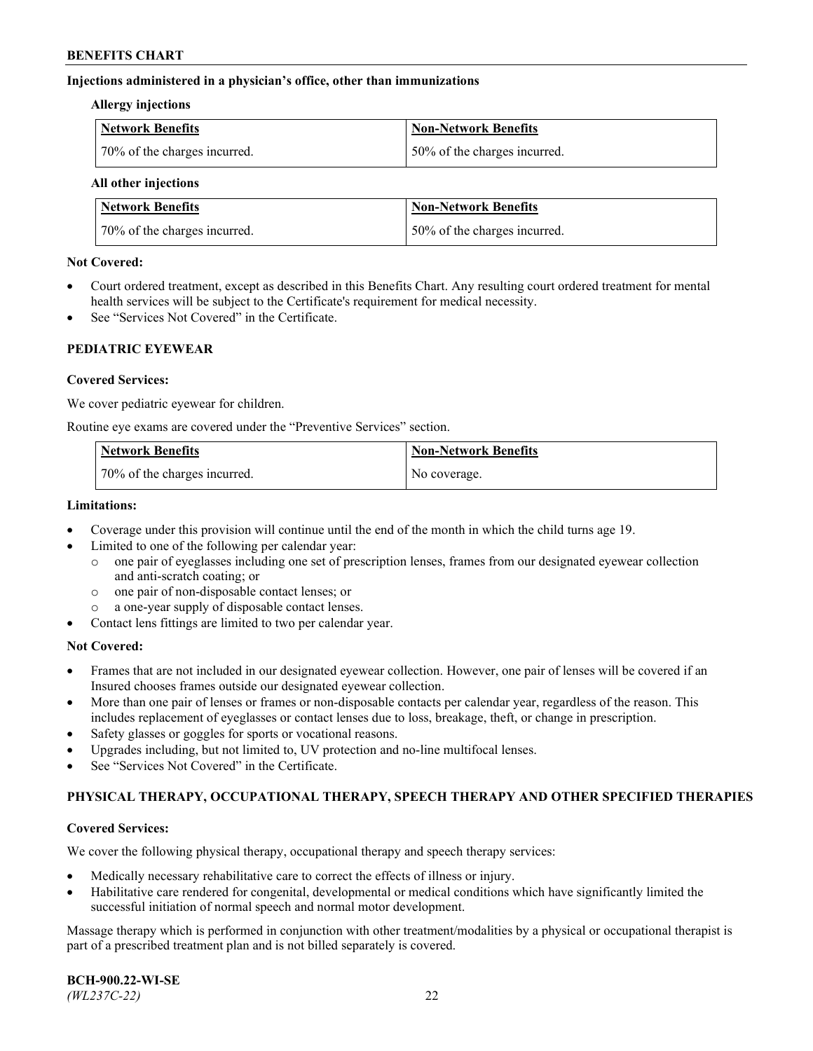#### Injections administered in a physician's office, other than immunizations

**Allergy injections**

| Network Benefits | Non-Network Benefits |
|---|---|
| 70% of the charges incurred. | 50% of the charges incurred. |

**All other injections**

| Network Benefits | Non-Network Benefits |
|---|---|
| 70% of the charges incurred. | 50% of the charges incurred. |

**Not Covered:**

- Court ordered treatment, except as described in this Benefits Chart. Any resulting court ordered treatment for mental health services will be subject to the Certificate's requirement for medical necessity.
- See "Services Not Covered" in the Certificate.

## PEDIATRIC EYEWEAR

**Covered Services:**

We cover pediatric eyewear for children.

Routine eye exams are covered under the "Preventive Services" section.

| Network Benefits | Non-Network Benefits |
|---|---|
| 70% of the charges incurred. | No coverage. |

**Limitations:**

- Coverage under this provision will continue until the end of the month in which the child turns age 19.
- Limited to one of the following per calendar year:
  - one pair of eyeglasses including one set of prescription lenses, frames from our designated eyewear collection and anti-scratch coating; or
  - one pair of non-disposable contact lenses; or
  - a one-year supply of disposable contact lenses.
- Contact lens fittings are limited to two per calendar year.

**Not Covered:**

- Frames that are not included in our designated eyewear collection. However, one pair of lenses will be covered if an Insured chooses frames outside our designated eyewear collection.
- More than one pair of lenses or frames or non-disposable contacts per calendar year, regardless of the reason. This includes replacement of eyeglasses or contact lenses due to loss, breakage, theft, or change in prescription.
- Safety glasses or goggles for sports or vocational reasons.
- Upgrades including, but not limited to, UV protection and no-line multifocal lenses.
- See "Services Not Covered" in the Certificate.

## PHYSICAL THERAPY, OCCUPATIONAL THERAPY, SPEECH THERAPY AND OTHER SPECIFIED THERAPIES

**Covered Services:**

We cover the following physical therapy, occupational therapy and speech therapy services:

- Medically necessary rehabilitative care to correct the effects of illness or injury.
- Habilitative care rendered for congenital, developmental or medical conditions which have significantly limited the successful initiation of normal speech and normal motor development.

Massage therapy which is performed in conjunction with other treatment/modalities by a physical or occupational therapist is part of a prescribed treatment plan and is not billed separately is covered.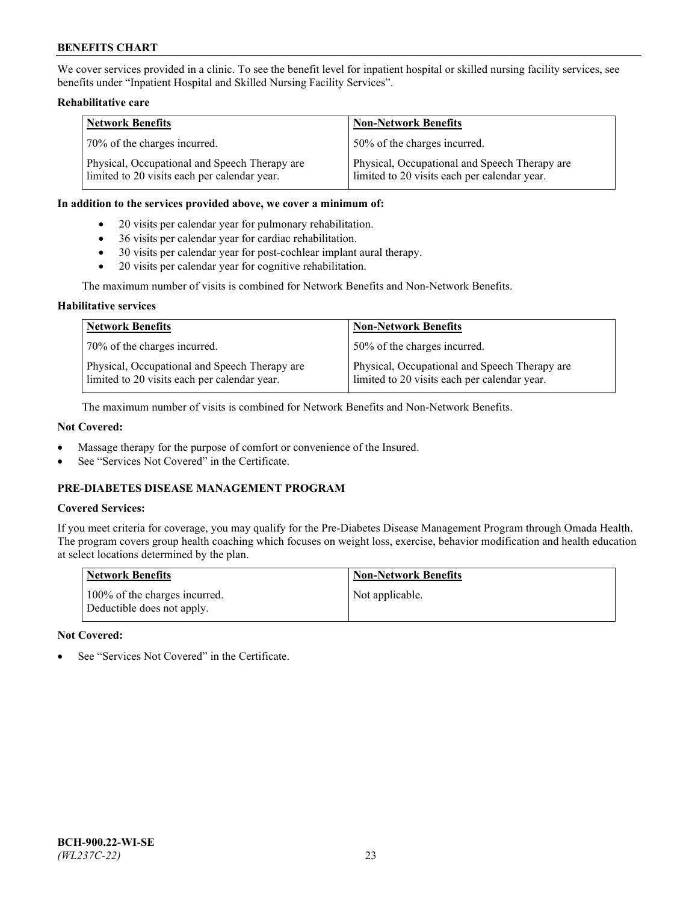We cover services provided in a clinic. To see the benefit level for inpatient hospital or skilled nursing facility services, see benefits under "Inpatient Hospital and Skilled Nursing Facility Services".

**Rehabilitative care**

| Network Benefits | Non-Network Benefits |
|---|---|
| 70% of the charges incurred. | 50% of the charges incurred. |
| Physical, Occupational and Speech Therapy are limited to 20 visits each per calendar year. | Physical, Occupational and Speech Therapy are limited to 20 visits each per calendar year. |

**In addition to the services provided above, we cover a minimum of:**

- 20 visits per calendar year for pulmonary rehabilitation.
- 36 visits per calendar year for cardiac rehabilitation.
- 30 visits per calendar year for post-cochlear implant aural therapy.
- 20 visits per calendar year for cognitive rehabilitation.

The maximum number of visits is combined for Network Benefits and Non-Network Benefits.

**Habilitative services**

| Network Benefits | Non-Network Benefits |
|---|---|
| 70% of the charges incurred. | 50% of the charges incurred. |
| Physical, Occupational and Speech Therapy are limited to 20 visits each per calendar year. | Physical, Occupational and Speech Therapy are limited to 20 visits each per calendar year. |

The maximum number of visits is combined for Network Benefits and Non-Network Benefits.

**Not Covered:**

- Massage therapy for the purpose of comfort or convenience of the Insured.
- See "Services Not Covered" in the Certificate.

## PRE-DIABETES DISEASE MANAGEMENT PROGRAM

**Covered Services:**

If you meet criteria for coverage, you may qualify for the Pre-Diabetes Disease Management Program through Omada Health. The program covers group health coaching which focuses on weight loss, exercise, behavior modification and health education at select locations determined by the plan.

| Network Benefits | Non-Network Benefits |
|---|---|
| 100% of the charges incurred. Deductible does not apply. | Not applicable. |

**Not Covered:**

- See "Services Not Covered" in the Certificate.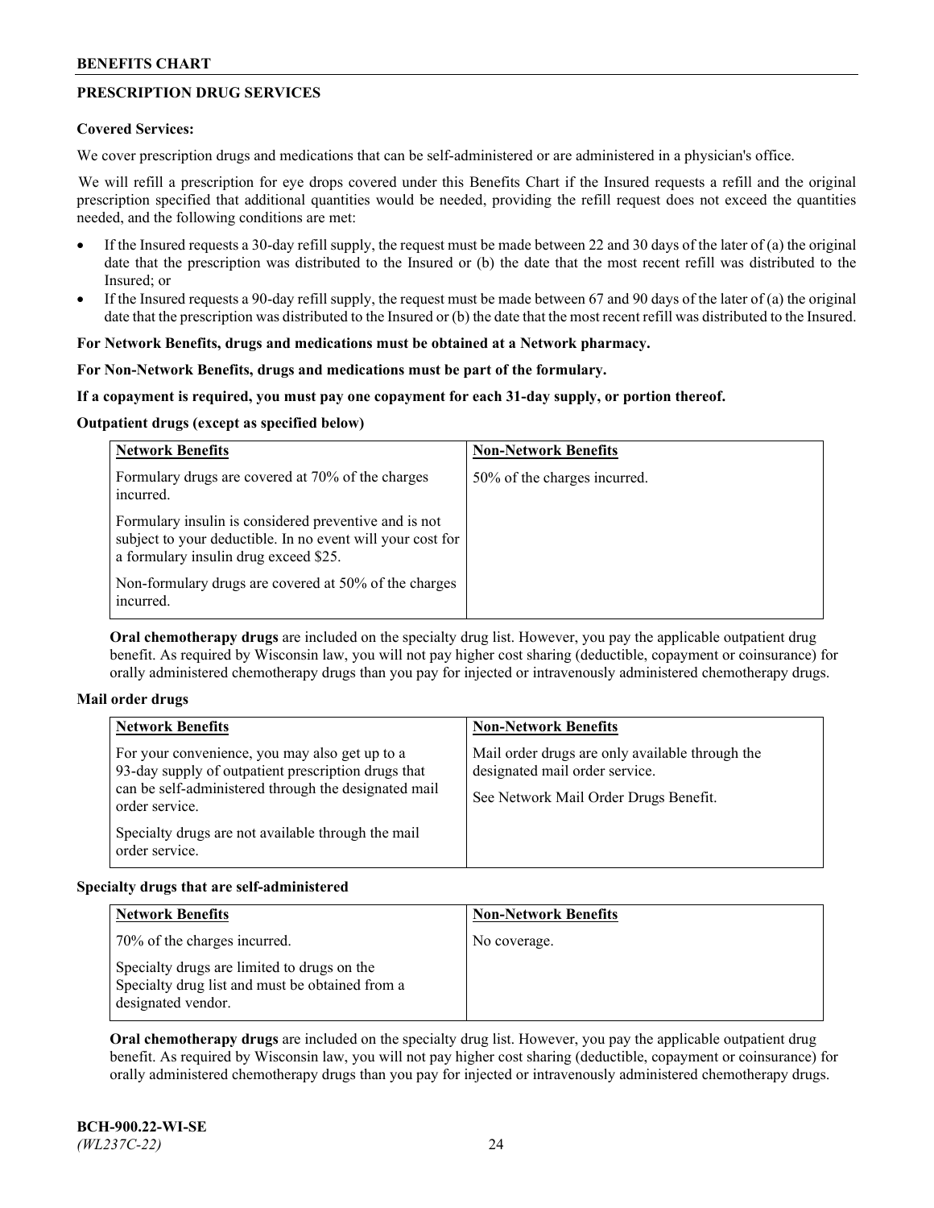## PRESCRIPTION DRUG SERVICES

**Covered Services:**

We cover prescription drugs and medications that can be self-administered or are administered in a physician's office.

We will refill a prescription for eye drops covered under this Benefits Chart if the Insured requests a refill and the original prescription specified that additional quantities would be needed, providing the refill request does not exceed the quantities needed, and the following conditions are met:

- If the Insured requests a 30-day refill supply, the request must be made between 22 and 30 days of the later of (a) the original date that the prescription was distributed to the Insured or (b) the date that the most recent refill was distributed to the Insured; or
- If the Insured requests a 90-day refill supply, the request must be made between 67 and 90 days of the later of (a) the original date that the prescription was distributed to the Insured or (b) the date that the most recent refill was distributed to the Insured.

**For Network Benefits, drugs and medications must be obtained at a Network pharmacy.**

**For Non-Network Benefits, drugs and medications must be part of the formulary.**

**If a copayment is required, you must pay one copayment for each 31-day supply, or portion thereof.**

**Outpatient drugs (except as specified below)**

| Network Benefits | Non-Network Benefits |
|---|---|
| Formulary drugs are covered at 70% of the charges incurred.<br><br>Formulary insulin is considered preventive and is not subject to your deductible. In no event will your cost for a formulary insulin drug exceed $25.<br><br>Non-formulary drugs are covered at 50% of the charges incurred. | 50% of the charges incurred. |

**Oral chemotherapy drugs** are included on the specialty drug list. However, you pay the applicable outpatient drug benefit. As required by Wisconsin law, you will not pay higher cost sharing (deductible, copayment or coinsurance) for orally administered chemotherapy drugs than you pay for injected or intravenously administered chemotherapy drugs.

**Mail order drugs**

| Network Benefits | Non-Network Benefits |
|---|---|
| For your convenience, you may also get up to a 93-day supply of outpatient prescription drugs that can be self-administered through the designated mail order service.<br><br>Specialty drugs are not available through the mail order service. | Mail order drugs are only available through the designated mail order service.<br><br>See Network Mail Order Drugs Benefit. |

**Specialty drugs that are self-administered**

| Network Benefits | Non-Network Benefits |
|---|---|
| 70% of the charges incurred.<br><br>Specialty drugs are limited to drugs on the Specialty drug list and must be obtained from a designated vendor. | No coverage. |

**Oral chemotherapy drugs** are included on the specialty drug list. However, you pay the applicable outpatient drug benefit. As required by Wisconsin law, you will not pay higher cost sharing (deductible, copayment or coinsurance) for orally administered chemotherapy drugs than you pay for injected or intravenously administered chemotherapy drugs.

**BCH-900.22-WI-SE**
*(WL237C-22)*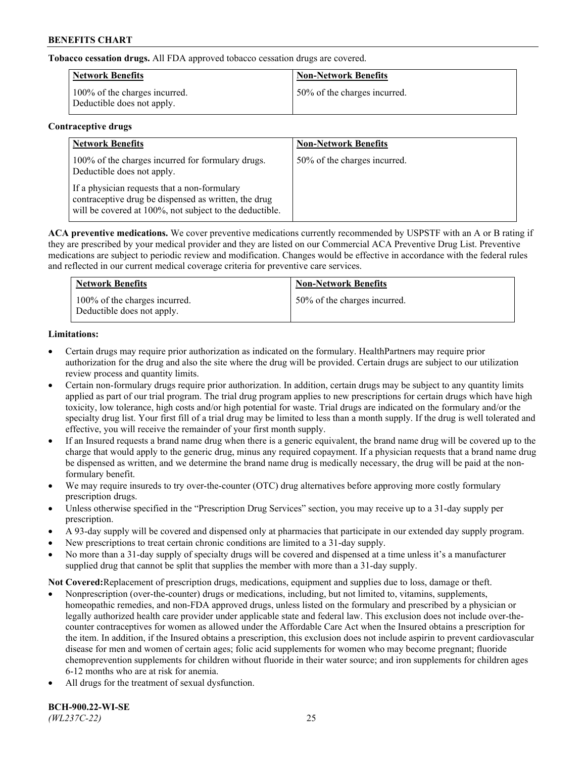**Tobacco cessation drugs.** All FDA approved tobacco cessation drugs are covered.

| Network Benefits | Non-Network Benefits |
| --- | --- |
| 100% of the charges incurred. Deductible does not apply. | 50% of the charges incurred. |

**Contraceptive drugs**

| Network Benefits | Non-Network Benefits |
| --- | --- |
| 100% of the charges incurred for formulary drugs. Deductible does not apply.<br><br>If a physician requests that a non-formulary contraceptive drug be dispensed as written, the drug will be covered at 100%, not subject to the deductible. | 50% of the charges incurred. |

**ACA preventive medications.** We cover preventive medications currently recommended by USPSTF with an A or B rating if they are prescribed by your medical provider and they are listed on our Commercial ACA Preventive Drug List. Preventive medications are subject to periodic review and modification. Changes would be effective in accordance with the federal rules and reflected in our current medical coverage criteria for preventive care services.

| Network Benefits | Non-Network Benefits |
| --- | --- |
| 100% of the charges incurred. Deductible does not apply. | 50% of the charges incurred. |

**Limitations:**

- Certain drugs may require prior authorization as indicated on the formulary. HealthPartners may require prior authorization for the drug and also the site where the drug will be provided. Certain drugs are subject to our utilization review process and quantity limits.
- Certain non-formulary drugs require prior authorization. In addition, certain drugs may be subject to any quantity limits applied as part of our trial program. The trial drug program applies to new prescriptions for certain drugs which have high toxicity, low tolerance, high costs and/or high potential for waste. Trial drugs are indicated on the formulary and/or the specialty drug list. Your first fill of a trial drug may be limited to less than a month supply. If the drug is well tolerated and effective, you will receive the remainder of your first month supply.
- If an Insured requests a brand name drug when there is a generic equivalent, the brand name drug will be covered up to the charge that would apply to the generic drug, minus any required copayment. If a physician requests that a brand name drug be dispensed as written, and we determine the brand name drug is medically necessary, the drug will be paid at the non-formulary benefit.
- We may require insureds to try over-the-counter (OTC) drug alternatives before approving more costly formulary prescription drugs.
- Unless otherwise specified in the "Prescription Drug Services" section, you may receive up to a 31-day supply per prescription.
- A 93-day supply will be covered and dispensed only at pharmacies that participate in our extended day supply program.
- New prescriptions to treat certain chronic conditions are limited to a 31-day supply.
- No more than a 31-day supply of specialty drugs will be covered and dispensed at a time unless it's a manufacturer supplied drug that cannot be split that supplies the member with more than a 31-day supply.

**Not Covered:**Replacement of prescription drugs, medications, equipment and supplies due to loss, damage or theft.

- Nonprescription (over-the-counter) drugs or medications, including, but not limited to, vitamins, supplements, homeopathic remedies, and non-FDA approved drugs, unless listed on the formulary and prescribed by a physician or legally authorized health care provider under applicable state and federal law. This exclusion does not include over-the-counter contraceptives for women as allowed under the Affordable Care Act when the Insured obtains a prescription for the item. In addition, if the Insured obtains a prescription, this exclusion does not include aspirin to prevent cardiovascular disease for men and women of certain ages; folic acid supplements for women who may become pregnant; fluoride chemoprevention supplements for children without fluoride in their water source; and iron supplements for children ages 6-12 months who are at risk for anemia.
- All drugs for the treatment of sexual dysfunction.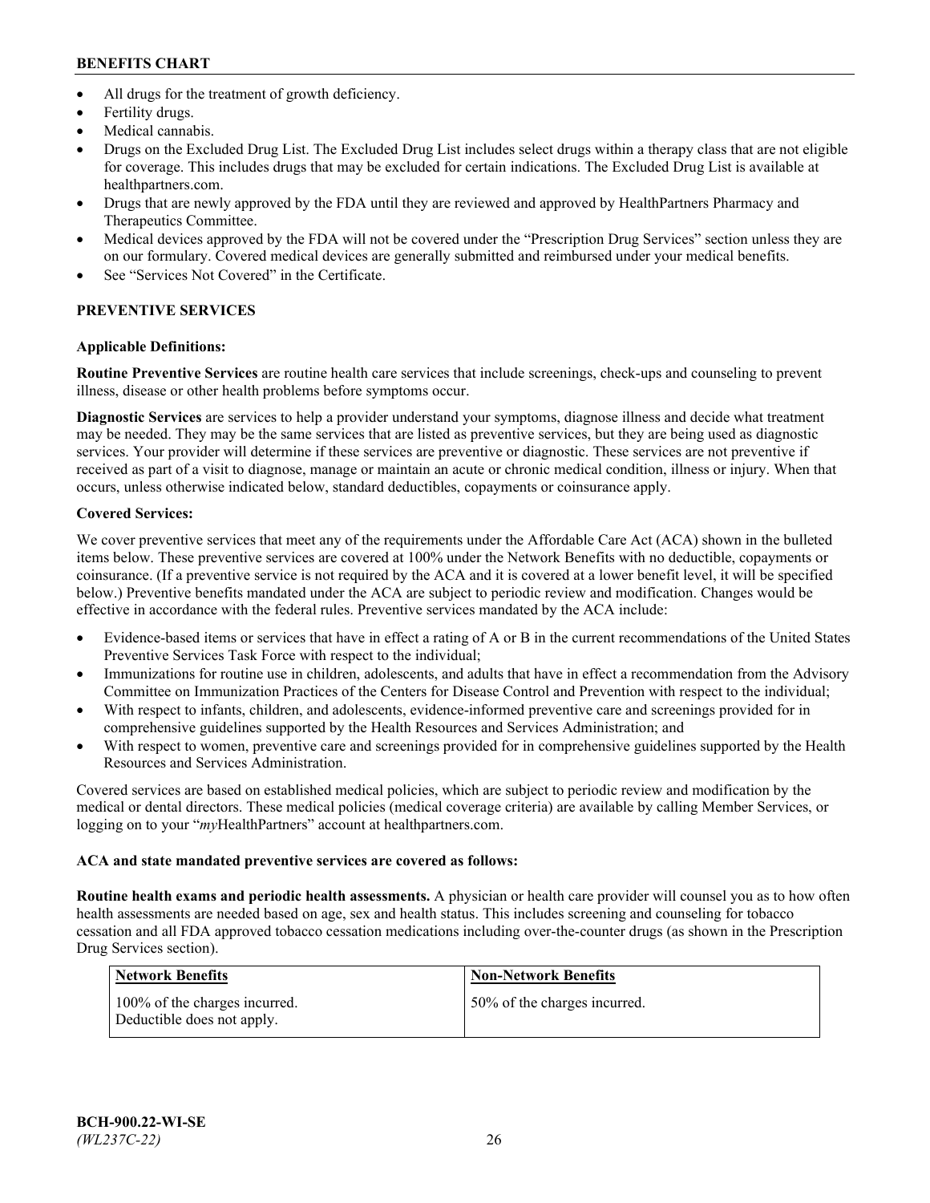- All drugs for the treatment of growth deficiency.
- Fertility drugs.
- Medical cannabis.
- Drugs on the Excluded Drug List. The Excluded Drug List includes select drugs within a therapy class that are not eligible for coverage. This includes drugs that may be excluded for certain indications. The Excluded Drug List is available at healthpartners.com.
- Drugs that are newly approved by the FDA until they are reviewed and approved by HealthPartners Pharmacy and Therapeutics Committee.
- Medical devices approved by the FDA will not be covered under the "Prescription Drug Services" section unless they are on our formulary. Covered medical devices are generally submitted and reimbursed under your medical benefits.
- See "Services Not Covered" in the Certificate.

## PREVENTIVE SERVICES

### Applicable Definitions:

**Routine Preventive Services** are routine health care services that include screenings, check-ups and counseling to prevent illness, disease or other health problems before symptoms occur.

**Diagnostic Services** are services to help a provider understand your symptoms, diagnose illness and decide what treatment may be needed. They may be the same services that are listed as preventive services, but they are being used as diagnostic services. Your provider will determine if these services are preventive or diagnostic. These services are not preventive if received as part of a visit to diagnose, manage or maintain an acute or chronic medical condition, illness or injury. When that occurs, unless otherwise indicated below, standard deductibles, copayments or coinsurance apply.

### Covered Services:

We cover preventive services that meet any of the requirements under the Affordable Care Act (ACA) shown in the bulleted items below. These preventive services are covered at 100% under the Network Benefits with no deductible, copayments or coinsurance. (If a preventive service is not required by the ACA and it is covered at a lower benefit level, it will be specified below.) Preventive benefits mandated under the ACA are subject to periodic review and modification. Changes would be effective in accordance with the federal rules. Preventive services mandated by the ACA include:

- Evidence-based items or services that have in effect a rating of A or B in the current recommendations of the United States Preventive Services Task Force with respect to the individual;
- Immunizations for routine use in children, adolescents, and adults that have in effect a recommendation from the Advisory Committee on Immunization Practices of the Centers for Disease Control and Prevention with respect to the individual;
- With respect to infants, children, and adolescents, evidence-informed preventive care and screenings provided for in comprehensive guidelines supported by the Health Resources and Services Administration; and
- With respect to women, preventive care and screenings provided for in comprehensive guidelines supported by the Health Resources and Services Administration.

Covered services are based on established medical policies, which are subject to periodic review and modification by the medical or dental directors. These medical policies (medical coverage criteria) are available by calling Member Services, or logging on to your "*my*HealthPartners" account at healthpartners.com.

**ACA and state mandated preventive services are covered as follows:**

**Routine health exams and periodic health assessments.** A physician or health care provider will counsel you as to how often health assessments are needed based on age, sex and health status. This includes screening and counseling for tobacco cessation and all FDA approved tobacco cessation medications including over-the-counter drugs (as shown in the Prescription Drug Services section).

| Network Benefits | Non-Network Benefits |
|---|---|
| 100% of the charges incurred. Deductible does not apply. | 50% of the charges incurred. |

BCH-900.22-WI-SE
*(WL237C-22)*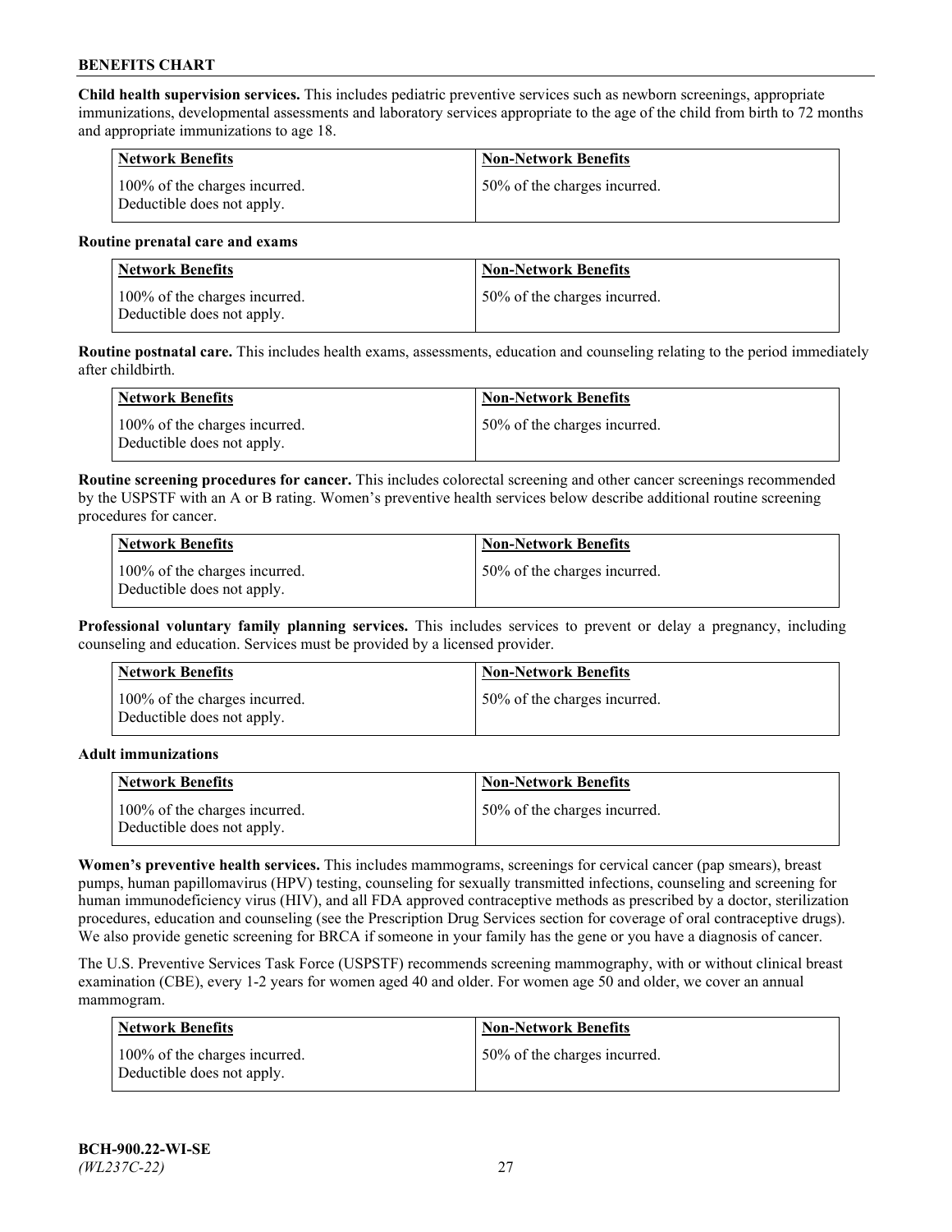**Child health supervision services.** This includes pediatric preventive services such as newborn screenings, appropriate immunizations, developmental assessments and laboratory services appropriate to the age of the child from birth to 72 months and appropriate immunizations to age 18.

| Network Benefits | Non-Network Benefits |
|---|---|
| 100% of the charges incurred. Deductible does not apply. | 50% of the charges incurred. |

**Routine prenatal care and exams**

| Network Benefits | Non-Network Benefits |
|---|---|
| 100% of the charges incurred. Deductible does not apply. | 50% of the charges incurred. |

**Routine postnatal care.** This includes health exams, assessments, education and counseling relating to the period immediately after childbirth.

| Network Benefits | Non-Network Benefits |
|---|---|
| 100% of the charges incurred. Deductible does not apply. | 50% of the charges incurred. |

**Routine screening procedures for cancer.** This includes colorectal screening and other cancer screenings recommended by the USPSTF with an A or B rating. Women's preventive health services below describe additional routine screening procedures for cancer.

| Network Benefits | Non-Network Benefits |
|---|---|
| 100% of the charges incurred. Deductible does not apply. | 50% of the charges incurred. |

**Professional voluntary family planning services.** This includes services to prevent or delay a pregnancy, including counseling and education. Services must be provided by a licensed provider.

| Network Benefits | Non-Network Benefits |
|---|---|
| 100% of the charges incurred. Deductible does not apply. | 50% of the charges incurred. |

**Adult immunizations**

| Network Benefits | Non-Network Benefits |
|---|---|
| 100% of the charges incurred. Deductible does not apply. | 50% of the charges incurred. |

**Women's preventive health services.** This includes mammograms, screenings for cervical cancer (pap smears), breast pumps, human papillomavirus (HPV) testing, counseling for sexually transmitted infections, counseling and screening for human immunodeficiency virus (HIV), and all FDA approved contraceptive methods as prescribed by a doctor, sterilization procedures, education and counseling (see the Prescription Drug Services section for coverage of oral contraceptive drugs). We also provide genetic screening for BRCA if someone in your family has the gene or you have a diagnosis of cancer.

The U.S. Preventive Services Task Force (USPSTF) recommends screening mammography, with or without clinical breast examination (CBE), every 1-2 years for women aged 40 and older. For women age 50 and older, we cover an annual mammogram.

| Network Benefits | Non-Network Benefits |
|---|---|
| 100% of the charges incurred. Deductible does not apply. | 50% of the charges incurred. |

**BCH-900.22-WI-SE**
*(WL237C-22)*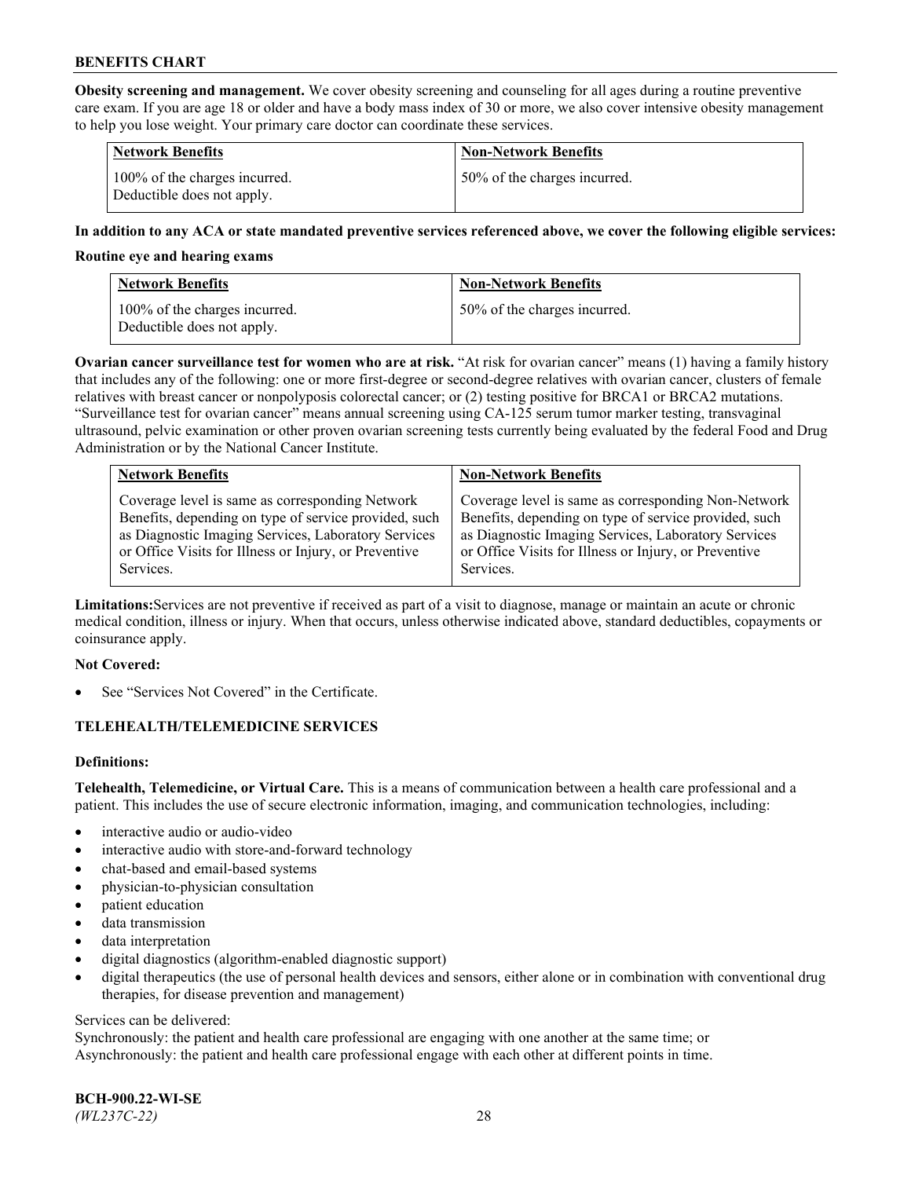**Obesity screening and management.** We cover obesity screening and counseling for all ages during a routine preventive care exam. If you are age 18 or older and have a body mass index of 30 or more, we also cover intensive obesity management to help you lose weight. Your primary care doctor can coordinate these services.

| Network Benefits | Non-Network Benefits |
|---|---|
| 100% of the charges incurred. Deductible does not apply. | 50% of the charges incurred. |

**In addition to any ACA or state mandated preventive services referenced above, we cover the following eligible services:**

**Routine eye and hearing exams**

| Network Benefits | Non-Network Benefits |
|---|---|
| 100% of the charges incurred. Deductible does not apply. | 50% of the charges incurred. |

**Ovarian cancer surveillance test for women who are at risk.** "At risk for ovarian cancer" means (1) having a family history that includes any of the following: one or more first-degree or second-degree relatives with ovarian cancer, clusters of female relatives with breast cancer or nonpolyposis colorectal cancer; or (2) testing positive for BRCA1 or BRCA2 mutations. "Surveillance test for ovarian cancer" means annual screening using CA-125 serum tumor marker testing, transvaginal ultrasound, pelvic examination or other proven ovarian screening tests currently being evaluated by the federal Food and Drug Administration or by the National Cancer Institute.

| Network Benefits | Non-Network Benefits |
|---|---|
| Coverage level is same as corresponding Network Benefits, depending on type of service provided, such as Diagnostic Imaging Services, Laboratory Services or Office Visits for Illness or Injury, or Preventive Services. | Coverage level is same as corresponding Non-Network Benefits, depending on type of service provided, such as Diagnostic Imaging Services, Laboratory Services or Office Visits for Illness or Injury, or Preventive Services. |

**Limitations:** Services are not preventive if received as part of a visit to diagnose, manage or maintain an acute or chronic medical condition, illness or injury. When that occurs, unless otherwise indicated above, standard deductibles, copayments or coinsurance apply.

**Not Covered:**

- See "Services Not Covered" in the Certificate.

## TELEHEALTH/TELEMEDICINE SERVICES

**Definitions:**

**Telehealth, Telemedicine, or Virtual Care.** This is a means of communication between a health care professional and a patient. This includes the use of secure electronic information, imaging, and communication technologies, including:

- interactive audio or audio-video
- interactive audio with store-and-forward technology
- chat-based and email-based systems
- physician-to-physician consultation
- patient education
- data transmission
- data interpretation
- digital diagnostics (algorithm-enabled diagnostic support)
- digital therapeutics (the use of personal health devices and sensors, either alone or in combination with conventional drug therapies, for disease prevention and management)

Services can be delivered:
Synchronously: the patient and health care professional are engaging with one another at the same time; or
Asynchronously: the patient and health care professional engage with each other at different points in time.

**BCH-900.22-WI-SE**
*(WL237C-22)*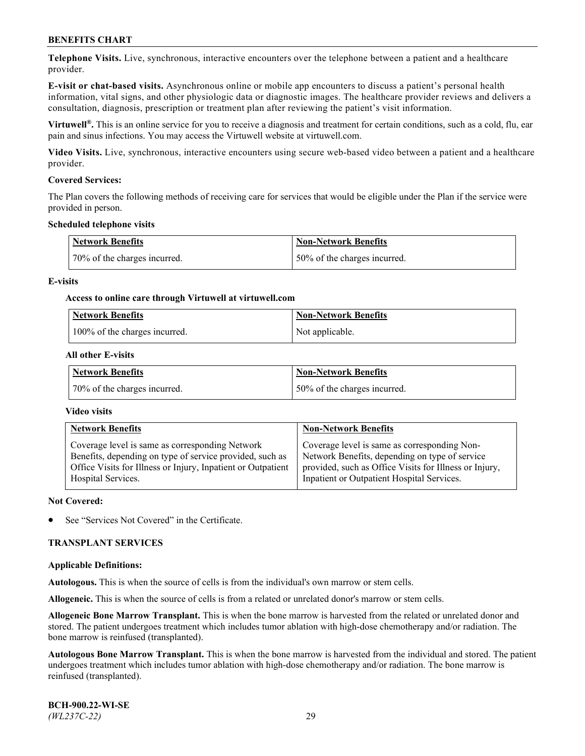**Telephone Visits.** Live, synchronous, interactive encounters over the telephone between a patient and a healthcare provider.

**E-visit or chat-based visits.** Asynchronous online or mobile app encounters to discuss a patient's personal health information, vital signs, and other physiologic data or diagnostic images. The healthcare provider reviews and delivers a consultation, diagnosis, prescription or treatment plan after reviewing the patient's visit information.

**Virtuwell®.** This is an online service for you to receive a diagnosis and treatment for certain conditions, such as a cold, flu, ear pain and sinus infections. You may access the Virtuwell website at virtuwell.com.

**Video Visits.** Live, synchronous, interactive encounters using secure web-based video between a patient and a healthcare provider.

**Covered Services:**

The Plan covers the following methods of receiving care for services that would be eligible under the Plan if the service were provided in person.

**Scheduled telephone visits**

| Network Benefits | Non-Network Benefits |
|---|---|
| 70% of the charges incurred. | 50% of the charges incurred. |

**E-visits**

**Access to online care through Virtuwell at virtuwell.com**

| Network Benefits | Non-Network Benefits |
|---|---|
| 100% of the charges incurred. | Not applicable. |

**All other E-visits**

| Network Benefits | Non-Network Benefits |
|---|---|
| 70% of the charges incurred. | 50% of the charges incurred. |

**Video visits**

| Network Benefits | Non-Network Benefits |
|---|---|
| Coverage level is same as corresponding Network Benefits, depending on type of service provided, such as Office Visits for Illness or Injury, Inpatient or Outpatient Hospital Services. | Coverage level is same as corresponding Non-Network Benefits, depending on type of service provided, such as Office Visits for Illness or Injury, Inpatient or Outpatient Hospital Services. |

**Not Covered:**

- See "Services Not Covered" in the Certificate.

## TRANSPLANT SERVICES

**Applicable Definitions:**

**Autologous.** This is when the source of cells is from the individual's own marrow or stem cells.

**Allogeneic.** This is when the source of cells is from a related or unrelated donor's marrow or stem cells.

**Allogeneic Bone Marrow Transplant.** This is when the bone marrow is harvested from the related or unrelated donor and stored. The patient undergoes treatment which includes tumor ablation with high-dose chemotherapy and/or radiation. The bone marrow is reinfused (transplanted).

**Autologous Bone Marrow Transplant.** This is when the bone marrow is harvested from the individual and stored. The patient undergoes treatment which includes tumor ablation with high-dose chemotherapy and/or radiation. The bone marrow is reinfused (transplanted).

**BCH-900.22-WI-SE**
*(WL237C-22)*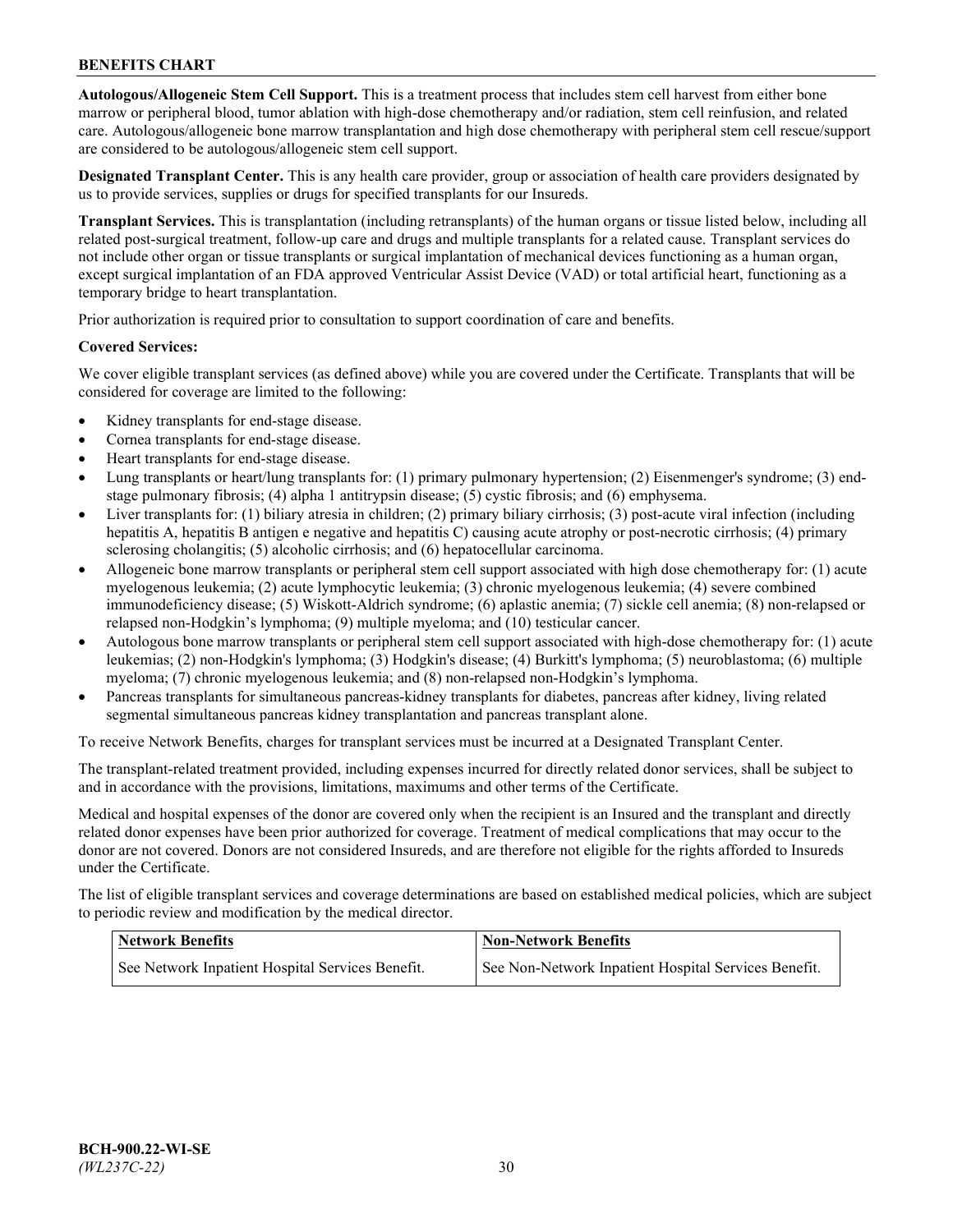**Autologous/Allogeneic Stem Cell Support.** This is a treatment process that includes stem cell harvest from either bone marrow or peripheral blood, tumor ablation with high-dose chemotherapy and/or radiation, stem cell reinfusion, and related care. Autologous/allogeneic bone marrow transplantation and high dose chemotherapy with peripheral stem cell rescue/support are considered to be autologous/allogeneic stem cell support.

**Designated Transplant Center.** This is any health care provider, group or association of health care providers designated by us to provide services, supplies or drugs for specified transplants for our Insureds.

**Transplant Services.** This is transplantation (including retransplants) of the human organs or tissue listed below, including all related post-surgical treatment, follow-up care and drugs and multiple transplants for a related cause. Transplant services do not include other organ or tissue transplants or surgical implantation of mechanical devices functioning as a human organ, except surgical implantation of an FDA approved Ventricular Assist Device (VAD) or total artificial heart, functioning as a temporary bridge to heart transplantation.

Prior authorization is required prior to consultation to support coordination of care and benefits.

**Covered Services:**

We cover eligible transplant services (as defined above) while you are covered under the Certificate. Transplants that will be considered for coverage are limited to the following:

- Kidney transplants for end-stage disease.
- Cornea transplants for end-stage disease.
- Heart transplants for end-stage disease.
- Lung transplants or heart/lung transplants for: (1) primary pulmonary hypertension; (2) Eisenmenger's syndrome; (3) end-stage pulmonary fibrosis; (4) alpha 1 antitrypsin disease; (5) cystic fibrosis; and (6) emphysema.
- Liver transplants for: (1) biliary atresia in children; (2) primary biliary cirrhosis; (3) post-acute viral infection (including hepatitis A, hepatitis B antigen e negative and hepatitis C) causing acute atrophy or post-necrotic cirrhosis; (4) primary sclerosing cholangitis; (5) alcoholic cirrhosis; and (6) hepatocellular carcinoma.
- Allogeneic bone marrow transplants or peripheral stem cell support associated with high dose chemotherapy for: (1) acute myelogenous leukemia; (2) acute lymphocytic leukemia; (3) chronic myelogenous leukemia; (4) severe combined immunodeficiency disease; (5) Wiskott-Aldrich syndrome; (6) aplastic anemia; (7) sickle cell anemia; (8) non-relapsed or relapsed non-Hodgkin's lymphoma; (9) multiple myeloma; and (10) testicular cancer.
- Autologous bone marrow transplants or peripheral stem cell support associated with high-dose chemotherapy for: (1) acute leukemias; (2) non-Hodgkin's lymphoma; (3) Hodgkin's disease; (4) Burkitt's lymphoma; (5) neuroblastoma; (6) multiple myeloma; (7) chronic myelogenous leukemia; and (8) non-relapsed non-Hodgkin's lymphoma.
- Pancreas transplants for simultaneous pancreas-kidney transplants for diabetes, pancreas after kidney, living related segmental simultaneous pancreas kidney transplantation and pancreas transplant alone.

To receive Network Benefits, charges for transplant services must be incurred at a Designated Transplant Center.

The transplant-related treatment provided, including expenses incurred for directly related donor services, shall be subject to and in accordance with the provisions, limitations, maximums and other terms of the Certificate.

Medical and hospital expenses of the donor are covered only when the recipient is an Insured and the transplant and directly related donor expenses have been prior authorized for coverage. Treatment of medical complications that may occur to the donor are not covered. Donors are not considered Insureds, and are therefore not eligible for the rights afforded to Insureds under the Certificate.

The list of eligible transplant services and coverage determinations are based on established medical policies, which are subject to periodic review and modification by the medical director.

| Network Benefits | Non-Network Benefits |
|---|---|
| See Network Inpatient Hospital Services Benefit. | See Non-Network Inpatient Hospital Services Benefit. |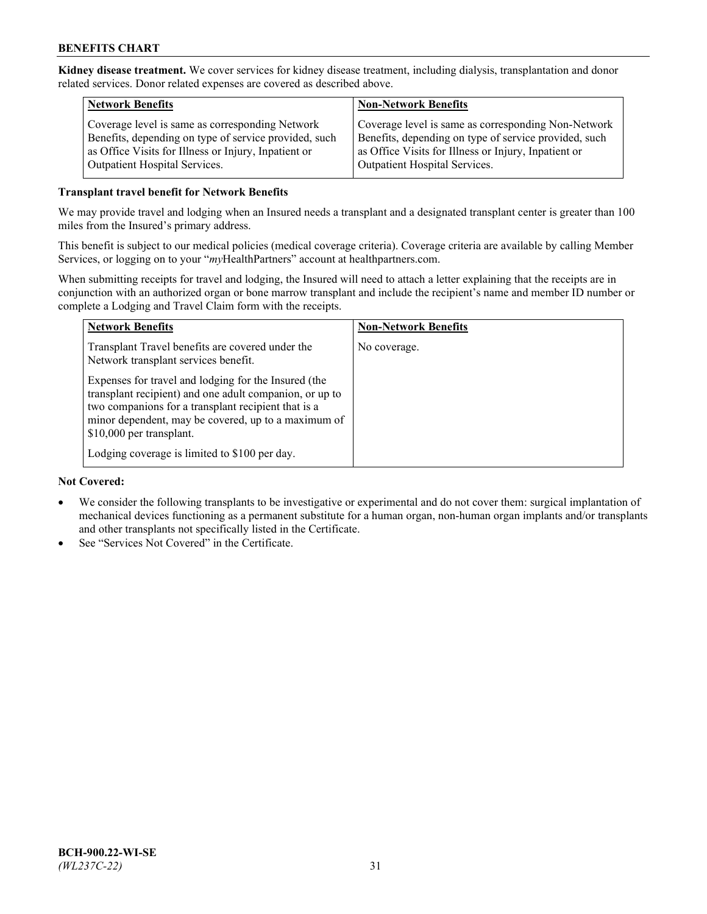**Kidney disease treatment.** We cover services for kidney disease treatment, including dialysis, transplantation and donor related services. Donor related expenses are covered as described above.

| Network Benefits | Non-Network Benefits |
| --- | --- |
| Coverage level is same as corresponding Network Benefits, depending on type of service provided, such as Office Visits for Illness or Injury, Inpatient or Outpatient Hospital Services. | Coverage level is same as corresponding Non-Network Benefits, depending on type of service provided, such as Office Visits for Illness or Injury, Inpatient or Outpatient Hospital Services. |

**Transplant travel benefit for Network Benefits**

We may provide travel and lodging when an Insured needs a transplant and a designated transplant center is greater than 100 miles from the Insured's primary address.

This benefit is subject to our medical policies (medical coverage criteria). Coverage criteria are available by calling Member Services, or logging on to your "*my*HealthPartners" account at healthpartners.com.

When submitting receipts for travel and lodging, the Insured will need to attach a letter explaining that the receipts are in conjunction with an authorized organ or bone marrow transplant and include the recipient's name and member ID number or complete a Lodging and Travel Claim form with the receipts.

| Network Benefits | Non-Network Benefits |
| --- | --- |
| Transplant Travel benefits are covered under the Network transplant services benefit.<br><br>Expenses for travel and lodging for the Insured (the transplant recipient) and one adult companion, or up to two companions for a transplant recipient that is a minor dependent, may be covered, up to a maximum of $10,000 per transplant.<br><br>Lodging coverage is limited to $100 per day. | No coverage. |

**Not Covered:**

- We consider the following transplants to be investigative or experimental and do not cover them: surgical implantation of mechanical devices functioning as a permanent substitute for a human organ, non-human organ implants and/or transplants and other transplants not specifically listed in the Certificate.
- See "Services Not Covered" in the Certificate.

**BCH-900.22-WI-SE**
*(WL237C-22)*